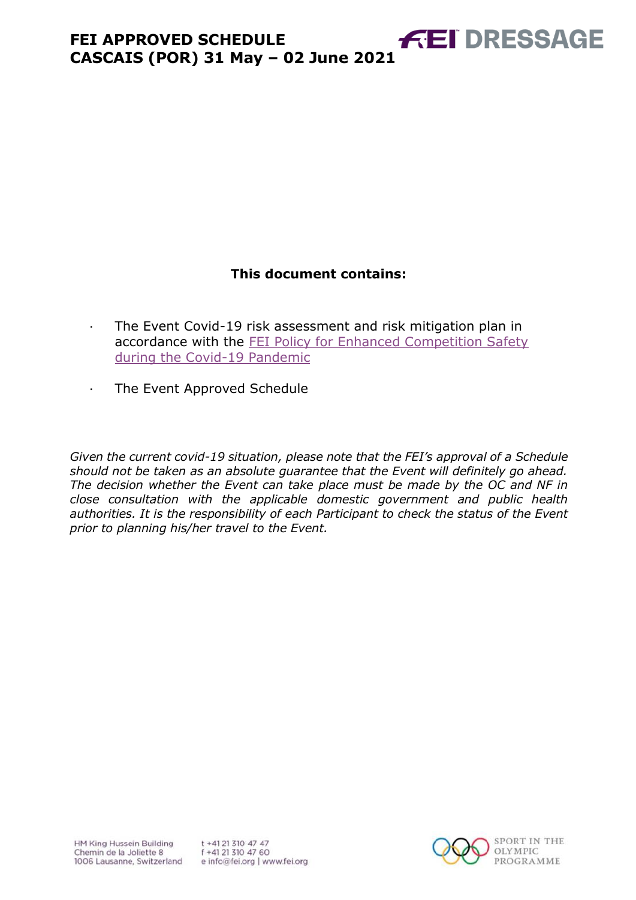# FEI APPROVED SCHEDULE
# CASCAIS (POR) 31 May – 02 June 2021

FEI DRESSAGE

**This document contains:**

- The Event Covid-19 risk assessment and risk mitigation plan in accordance with the FEI Policy for Enhanced Competition Safety during the Covid-19 Pandemic
- The Event Approved Schedule

*Given the current covid-19 situation, please note that the FEI's approval of a Schedule should not be taken as an absolute guarantee that the Event will definitely go ahead. The decision whether the Event can take place must be made by the OC and NF in close consultation with the applicable domestic government and public health authorities. It is the responsibility of each Participant to check the status of the Event prior to planning his/her travel to the Event.*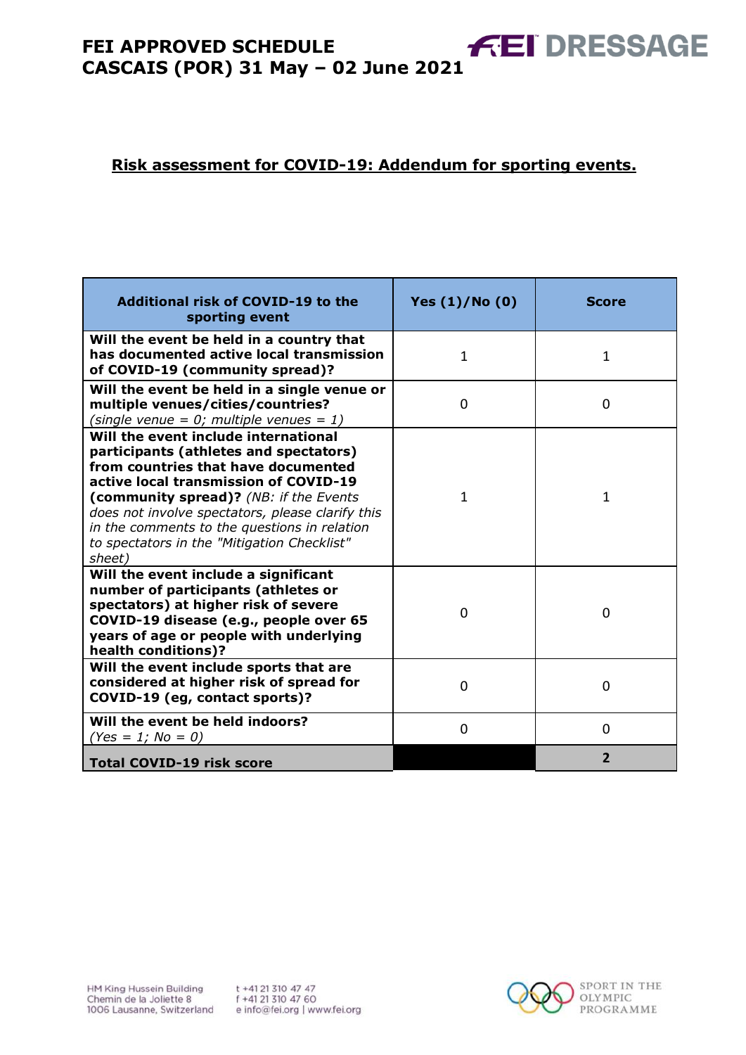## Risk assessment for COVID-19: Addendum for sporting events.

| Additional risk of COVID-19 to the sporting event | Yes (1)/No (0) | Score |
|---|---|---|
| **Will the event be held in a country that has documented active local transmission of COVID-19 (community spread)?** | 1 | 1 |
| **Will the event be held in a single venue or multiple venues/cities/countries?** *(single venue = 0; multiple venues = 1)* | 0 | 0 |
| **Will the event include international participants (athletes and spectators) from countries that have documented active local transmission of COVID-19 (community spread)?** *(NB: if the Events does not involve spectators, please clarify this in the comments to the questions in relation to spectators in the "Mitigation Checklist" sheet)* | 1 | 1 |
| **Will the event include a significant number of participants (athletes or spectators) at higher risk of severe COVID-19 disease (e.g., people over 65 years of age or people with underlying health conditions)?** | 0 | 0 |
| **Will the event include sports that are considered at higher risk of spread for COVID-19 (eg, contact sports)?** | 0 | 0 |
| **Will the event be held indoors?** *(Yes = 1; No = 0)* | 0 | 0 |
| **Total COVID-19 risk score** | | **2** |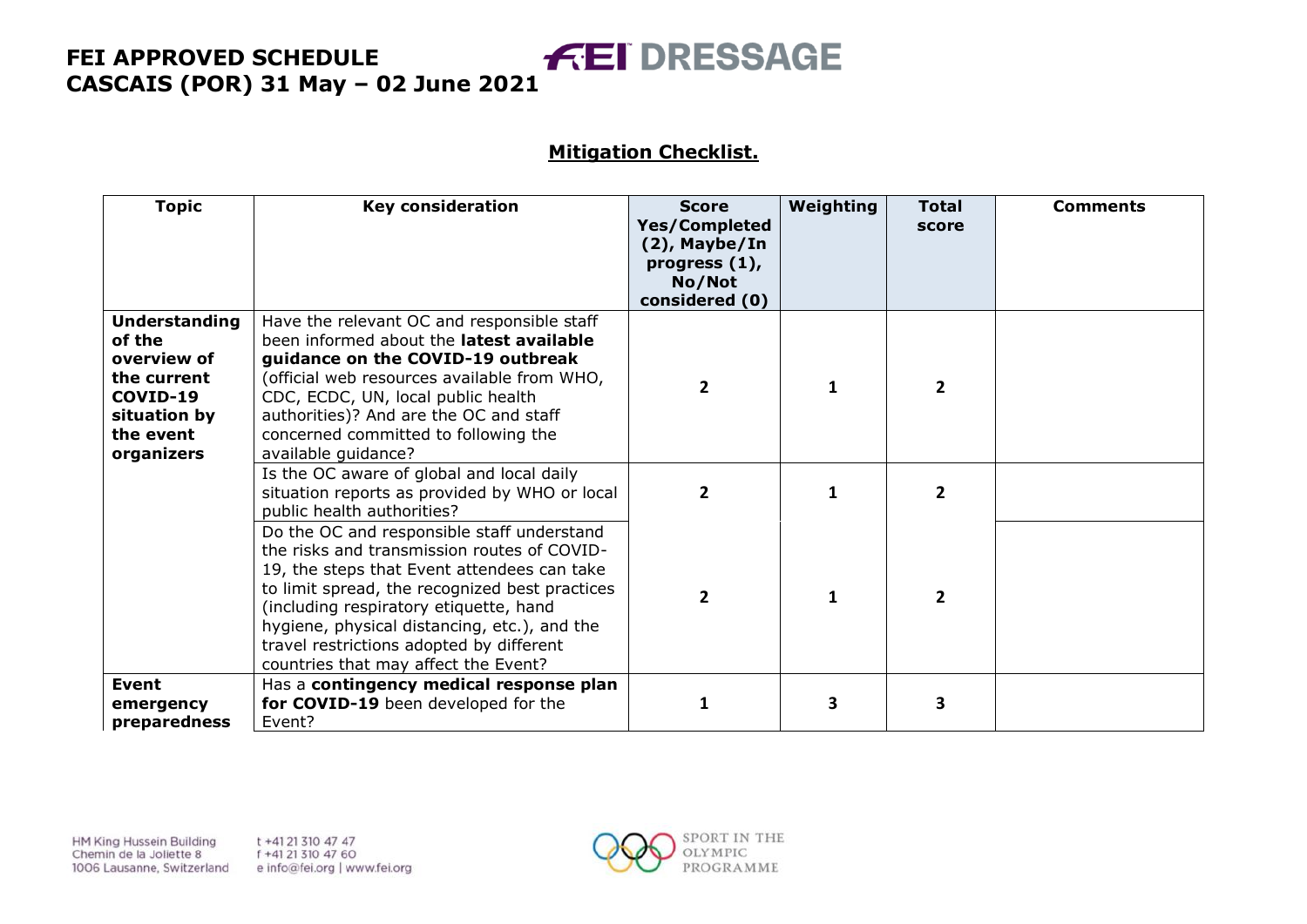**Mitigation Checklist.**

| Topic | Key consideration | Score Yes/Completed (2), Maybe/In progress (1), No/Not considered (0) | Weighting | Total score | Comments |
|---|---|---|---|---|---|
| **Understanding of the overview of the current COVID-19 situation by the event organizers** | Have the relevant OC and responsible staff been informed about the **latest available guidance on the COVID-19 outbreak** (official web resources available from WHO, CDC, ECDC, UN, local public health authorities)? And are the OC and staff concerned committed to following the available guidance? | 2 | 1 | 2 | |
| | Is the OC aware of global and local daily situation reports as provided by WHO or local public health authorities? | 2 | 1 | 2 | |
| | Do the OC and responsible staff understand the risks and transmission routes of COVID-19, the steps that Event attendees can take to limit spread, the recognized best practices (including respiratory etiquette, hand hygiene, physical distancing, etc.), and the travel restrictions adopted by different countries that may affect the Event? | 2 | 1 | 2 | |
| **Event emergency preparedness** | Has a **contingency medical response plan for COVID-19** been developed for the Event? | 1 | 3 | 3 | |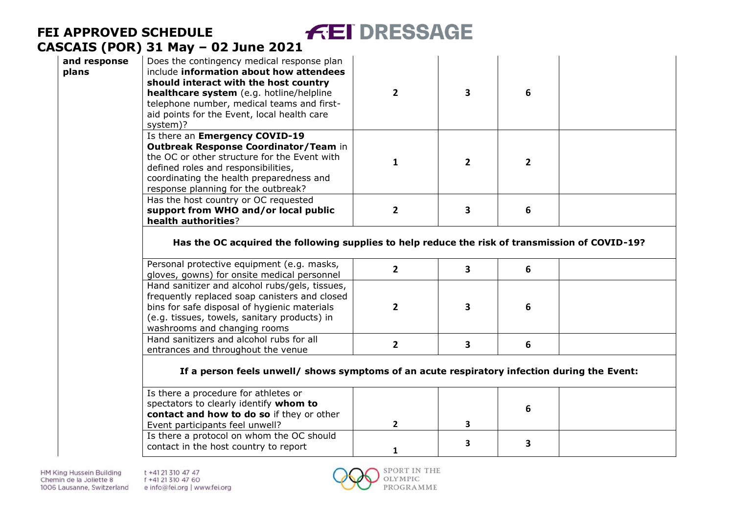| | | | | | |
|---|---|---|---|---|---|
| **and response plans** | Does the contingency medical response plan include **information about how attendees should interact with the host country healthcare system** (e.g. hotline/helpline telephone number, medical teams and first-aid points for the Event, local health care system)? | **2** | **3** | **6** | |
| | Is there an **Emergency COVID-19 Outbreak Response Coordinator/Team** in the OC or other structure for the Event with defined roles and responsibilities, coordinating the health preparedness and response planning for the outbreak? | **1** | **2** | **2** | |
| | Has the host country or OC requested **support from WHO and/or local public health authorities**? | **2** | **3** | **6** | |
| | **Has the OC acquired the following supplies to help reduce the risk of transmission of COVID-19?** | | | | |
| | Personal protective equipment (e.g. masks, gloves, gowns) for onsite medical personnel | **2** | **3** | **6** | |
| | Hand sanitizer and alcohol rubs/gels, tissues, frequently replaced soap canisters and closed bins for safe disposal of hygienic materials (e.g. tissues, towels, sanitary products) in washrooms and changing rooms | **2** | **3** | **6** | |
| | Hand sanitizers and alcohol rubs for all entrances and throughout the venue | **2** | **3** | **6** | |
| | **If a person feels unwell/ shows symptoms of an acute respiratory infection during the Event:** | | | | |
| | Is there a procedure for athletes or spectators to clearly identify **whom to contact and how to do so** if they or other Event participants feel unwell? | **2** | **3** | **6** | |
| | Is there a protocol on whom the OC should contact in the host country to report | **1** | **3** | **3** | |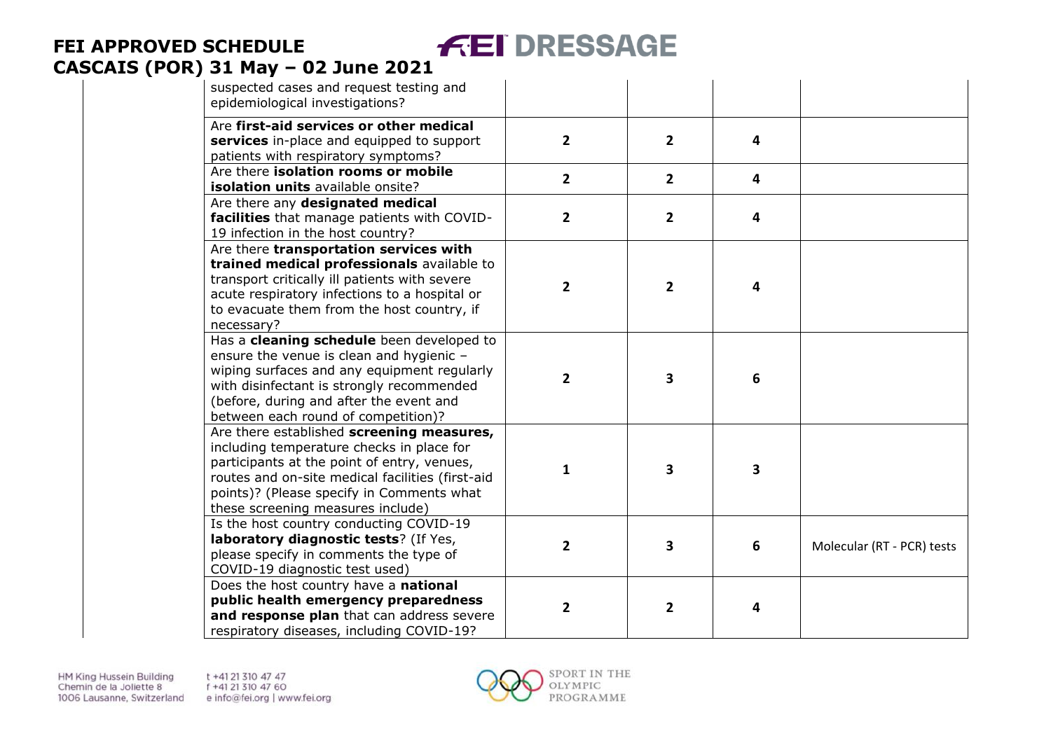| | | | | |
|---|---|---|---|---|
| suspected cases and request testing and epidemiological investigations? | | | | |
| Are **first-aid services or other medical services** in-place and equipped to support patients with respiratory symptoms? | 2 | 2 | 4 | |
| Are there **isolation rooms or mobile isolation units** available onsite? | 2 | 2 | 4 | |
| Are there any **designated medical facilities** that manage patients with COVID-19 infection in the host country? | 2 | 2 | 4 | |
| Are there **transportation services with trained medical professionals** available to transport critically ill patients with severe acute respiratory infections to a hospital or to evacuate them from the host country, if necessary? | 2 | 2 | 4 | |
| Has a **cleaning schedule** been developed to ensure the venue is clean and hygienic – wiping surfaces and any equipment regularly with disinfectant is strongly recommended (before, during and after the event and between each round of competition)? | 2 | 3 | 6 | |
| Are there established **screening measures,** including temperature checks in place for participants at the point of entry, venues, routes and on-site medical facilities (first-aid points)? (Please specify in Comments what these screening measures include) | 1 | 3 | 3 | |
| Is the host country conducting COVID-19 **laboratory diagnostic tests**? (If Yes, please specify in comments the type of COVID-19 diagnostic test used) | 2 | 3 | 6 | Molecular (RT - PCR) tests |
| Does the host country have a **national public health emergency preparedness and response plan** that can address severe respiratory diseases, including COVID-19? | 2 | 2 | 4 | |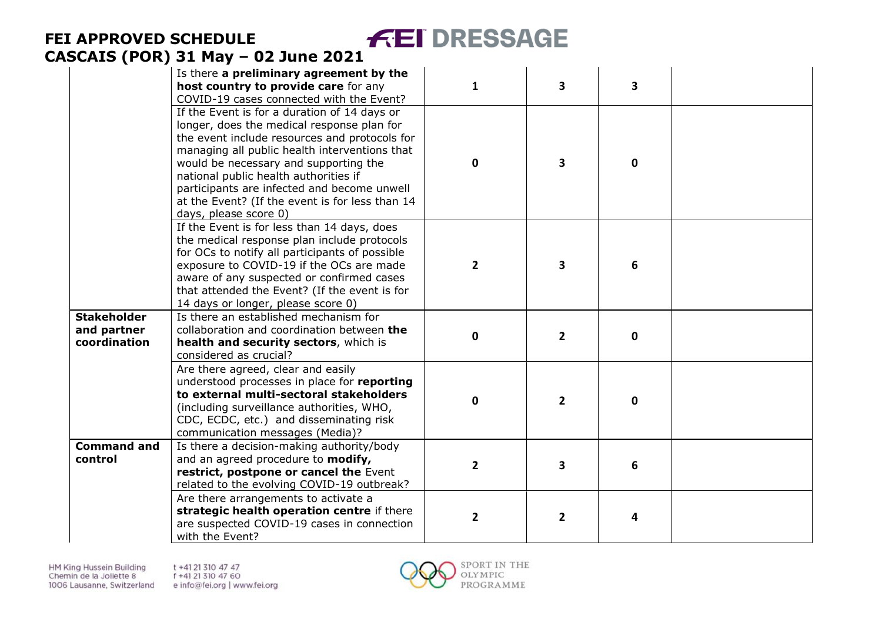| | | | | | |
|---|---|---|---|---|---|
| | Is there **a preliminary agreement by the host country to provide care** for any COVID-19 cases connected with the Event? | 1 | 3 | 3 | |
| | If the Event is for a duration of 14 days or longer, does the medical response plan for the event include resources and protocols for managing all public health interventions that would be necessary and supporting the national public health authorities if participants are infected and become unwell at the Event? (If the event is for less than 14 days, please score 0) | 0 | 3 | 0 | |
| | If the Event is for less than 14 days, does the medical response plan include protocols for OCs to notify all participants of possible exposure to COVID-19 if the OCs are made aware of any suspected or confirmed cases that attended the Event? (If the event is for 14 days or longer, please score 0) | 2 | 3 | 6 | |
| **Stakeholder and partner coordination** | Is there an established mechanism for collaboration and coordination between **the health and security sectors**, which is considered as crucial? | 0 | 2 | 0 | |
| | Are there agreed, clear and easily understood processes in place for **reporting to external multi-sectoral stakeholders** (including surveillance authorities, WHO, CDC, ECDC, etc.) and disseminating risk communication messages (Media)? | 0 | 2 | 0 | |
| **Command and control** | Is there a decision-making authority/body and an agreed procedure to **modify, restrict, postpone or cancel the** Event related to the evolving COVID-19 outbreak? | 2 | 3 | 6 | |
| | Are there arrangements to activate a **strategic health operation centre** if there are suspected COVID-19 cases in connection with the Event? | 2 | 2 | 4 | |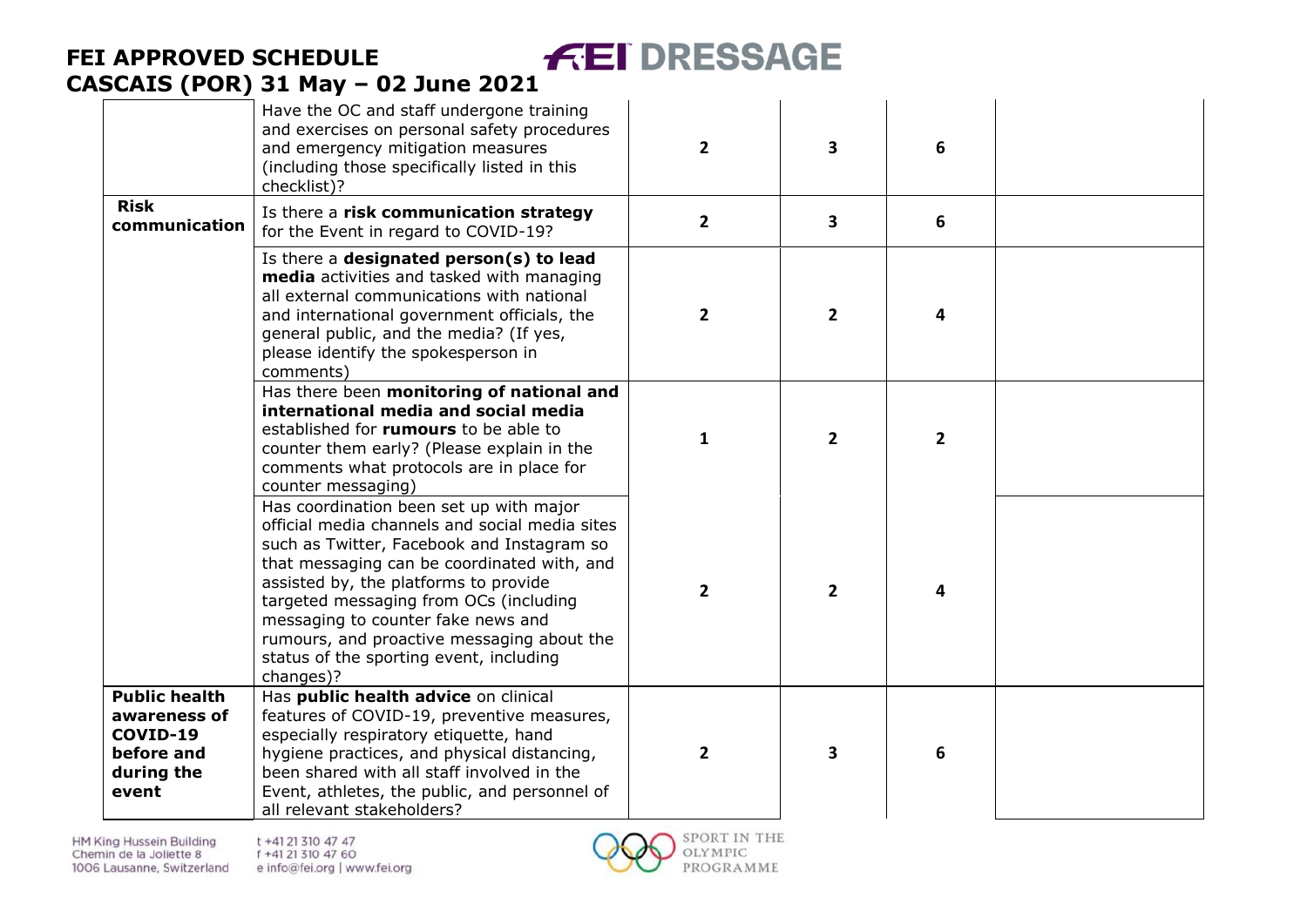| | | | | | |
|---|---|---|---|---|---|
| | Have the OC and staff undergone training and exercises on personal safety procedures and emergency mitigation measures (including those specifically listed in this checklist)? | 2 | 3 | 6 | |
| **Risk communication** | Is there a **risk communication strategy** for the Event in regard to COVID-19? | 2 | 3 | 6 | |
| | Is there a **designated person(s) to lead media** activities and tasked with managing all external communications with national and international government officials, the general public, and the media? (If yes, please identify the spokesperson in comments) | 2 | 2 | 4 | |
| | Has there been **monitoring of national and international media and social media** established for **rumours** to be able to counter them early? (Please explain in the comments what protocols are in place for counter messaging) | 1 | 2 | 2 | |
| | Has coordination been set up with major official media channels and social media sites such as Twitter, Facebook and Instagram so that messaging can be coordinated with, and assisted by, the platforms to provide targeted messaging from OCs (including messaging to counter fake news and rumours, and proactive messaging about the status of the sporting event, including changes)? | 2 | 2 | 4 | |
| **Public health awareness of COVID-19 before and during the event** | Has **public health advice** on clinical features of COVID-19, preventive measures, especially respiratory etiquette, hand hygiene practices, and physical distancing, been shared with all staff involved in the Event, athletes, the public, and personnel of all relevant stakeholders? | 2 | 3 | 6 | |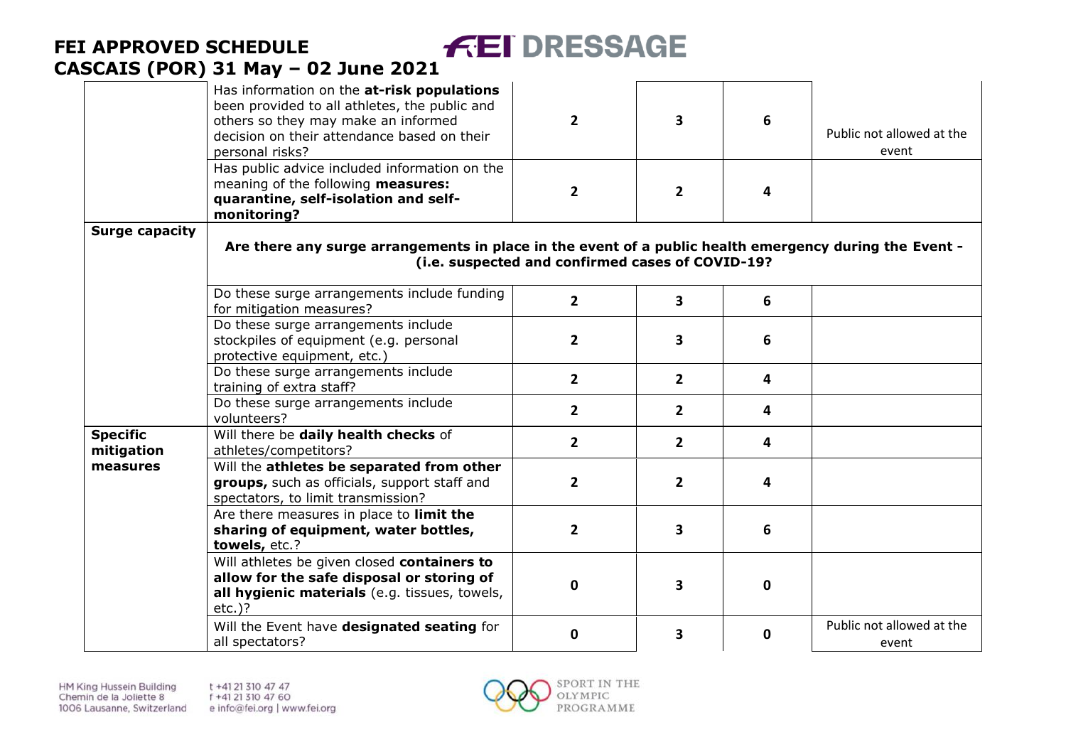| | | | | | |
|---|---|---|---|---|---|
| | Has information on the **at-risk populations** been provided to all athletes, the public and others so they may make an informed decision on their attendance based on their personal risks? | **2** | **3** | **6** | Public not allowed at the event |
| | Has public advice included information on the meaning of the following **measures: quarantine, self-isolation and self-monitoring?** | **2** | **2** | **4** | |
| **Surge capacity** | **Are there any surge arrangements in place in the event of a public health emergency during the Event - (i.e. suspected and confirmed cases of COVID-19?** | | | | |
| | Do these surge arrangements include funding for mitigation measures? | **2** | **3** | **6** | |
| | Do these surge arrangements include stockpiles of equipment (e.g. personal protective equipment, etc.) | **2** | **3** | **6** | |
| | Do these surge arrangements include training of extra staff? | **2** | **2** | **4** | |
| | Do these surge arrangements include volunteers? | **2** | **2** | **4** | |
| **Specific mitigation measures** | Will there be **daily health checks** of athletes/competitors? | **2** | **2** | **4** | |
| | Will the **athletes be separated from other groups,** such as officials, support staff and spectators, to limit transmission? | **2** | **2** | **4** | |
| | Are there measures in place to **limit the sharing of equipment, water bottles, towels,** etc.? | **2** | **3** | **6** | |
| | Will athletes be given closed **containers to allow for the safe disposal or storing of all hygienic materials** (e.g. tissues, towels, etc.)? | **0** | **3** | **0** | |
| | Will the Event have **designated seating** for all spectators? | **0** | **3** | **0** | Public not allowed at the event |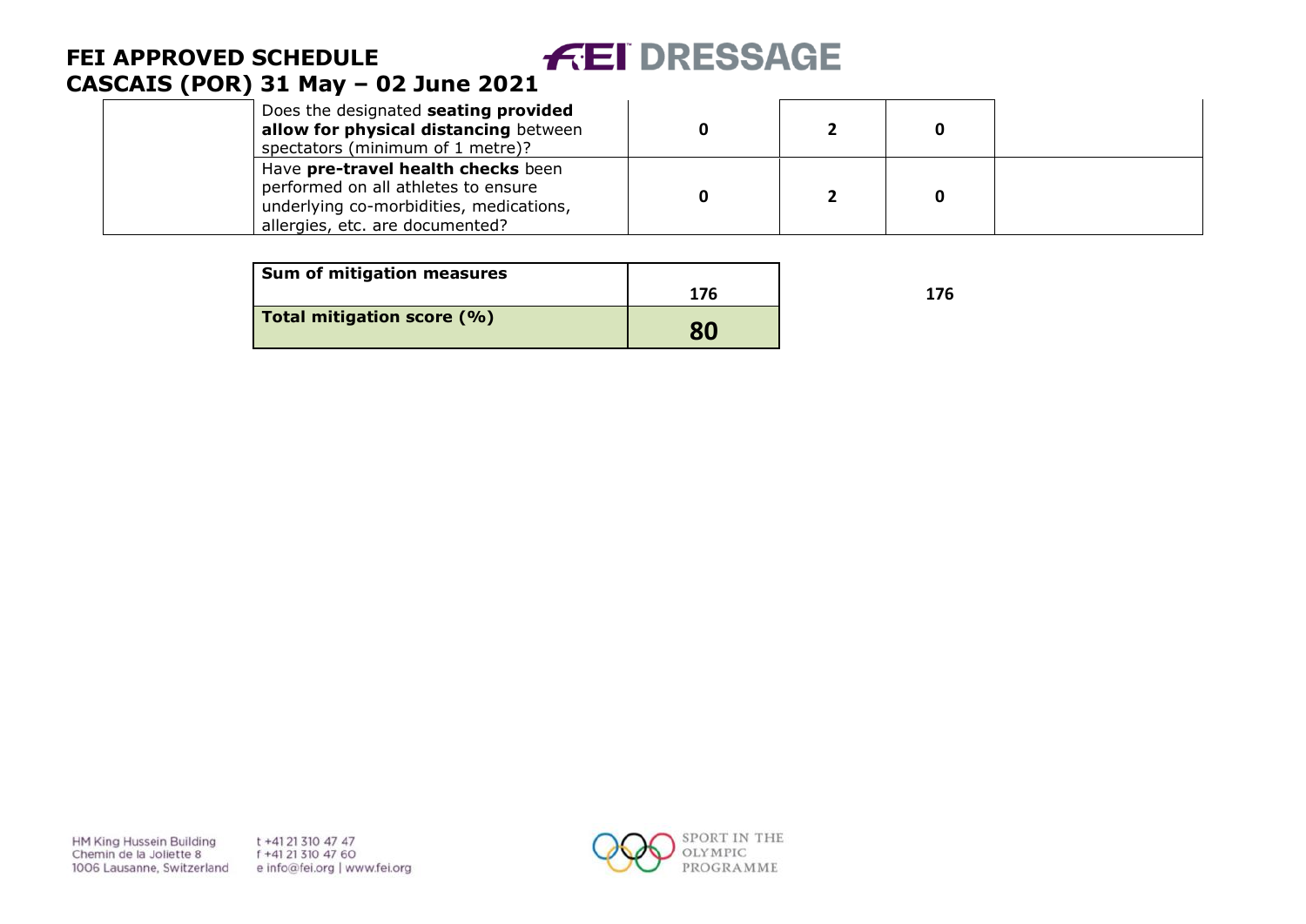| | | | | | |
|---|---|---|---|---|---|
| | Does the designated **seating provided allow for physical distancing** between spectators (minimum of 1 metre)? | 0 | 2 | 0 | |
| | Have **pre-travel health checks** been performed on all athletes to ensure underlying co-morbidities, medications, allergies, etc. are documented? | 0 | 2 | 0 | |

| | | | |
|---|---|---|---|
| **Sum of mitigation measures** | **176** | | **176** |
| **Total mitigation score (%)** | **80** | | |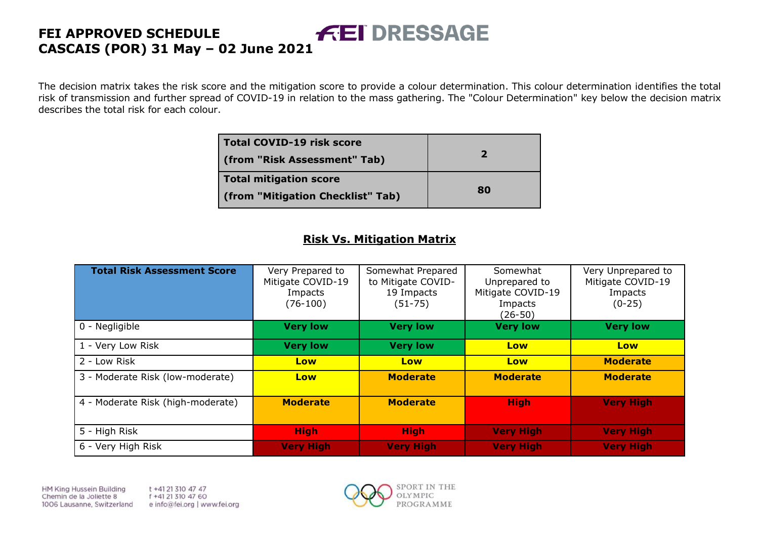**FEI APPROVED SCHEDULE**
**CASCAIS (POR) 31 May – 02 June 2021**

The decision matrix takes the risk score and the mitigation score to provide a colour determination. This colour determination identifies the total risk of transmission and further spread of COVID-19 in relation to the mass gathering. The "Colour Determination" key below the decision matrix describes the total risk for each colour.

| **Total COVID-19 risk score (from "Risk Assessment" Tab)** | **2** |
|---|---|
| **Total mitigation score (from "Mitigation Checklist" Tab)** | **80** |

## Risk Vs. Mitigation Matrix

| **Total Risk Assessment Score** | Very Prepared to Mitigate COVID-19 Impacts (76-100) | Somewhat Prepared to Mitigate COVID-19 Impacts (51-75) | Somewhat Unprepared to Mitigate COVID-19 Impacts (26-50) | Very Unprepared to Mitigate COVID-19 Impacts (0-25) |
|---|---|---|---|---|
| 0 - Negligible | **Very low** | **Very low** | **Very low** | **Very low** |
| 1 - Very Low Risk | **Very low** | **Very low** | **Low** | **Low** |
| 2 - Low Risk | **Low** | **Low** | **Low** | **Moderate** |
| 3 - Moderate Risk (low-moderate) | **Low** | **Moderate** | **Moderate** | **Moderate** |
| 4 - Moderate Risk (high-moderate) | **Moderate** | **Moderate** | **High** | **Very High** |
| 5 - High Risk | **High** | **High** | **Very High** | **Very High** |
| 6 - Very High Risk | **Very High** | **Very High** | **Very High** | **Very High** |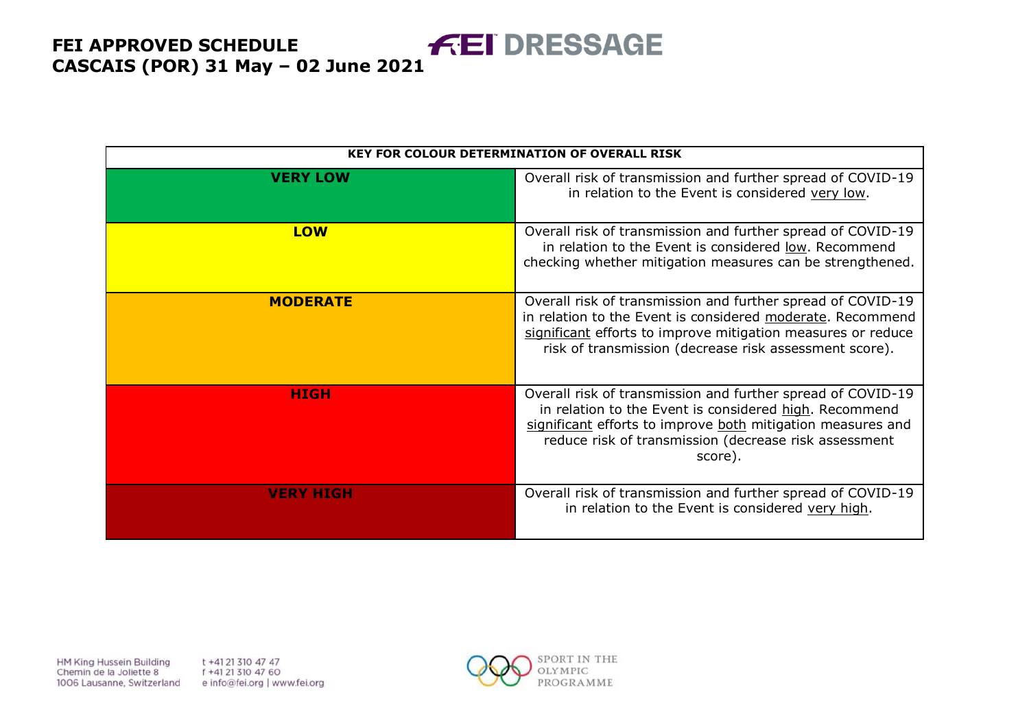| KEY FOR COLOUR DETERMINATION OF OVERALL RISK | |
|---|---|
| **VERY LOW** | Overall risk of transmission and further spread of COVID-19 in relation to the Event is considered very low. |
| **LOW** | Overall risk of transmission and further spread of COVID-19 in relation to the Event is considered low. Recommend checking whether mitigation measures can be strengthened. |
| **MODERATE** | Overall risk of transmission and further spread of COVID-19 in relation to the Event is considered moderate. Recommend significant efforts to improve mitigation measures or reduce risk of transmission (decrease risk assessment score). |
| **HIGH** | Overall risk of transmission and further spread of COVID-19 in relation to the Event is considered high. Recommend significant efforts to improve both mitigation measures and reduce risk of transmission (decrease risk assessment score). |
| **VERY HIGH** | Overall risk of transmission and further spread of COVID-19 in relation to the Event is considered very high. |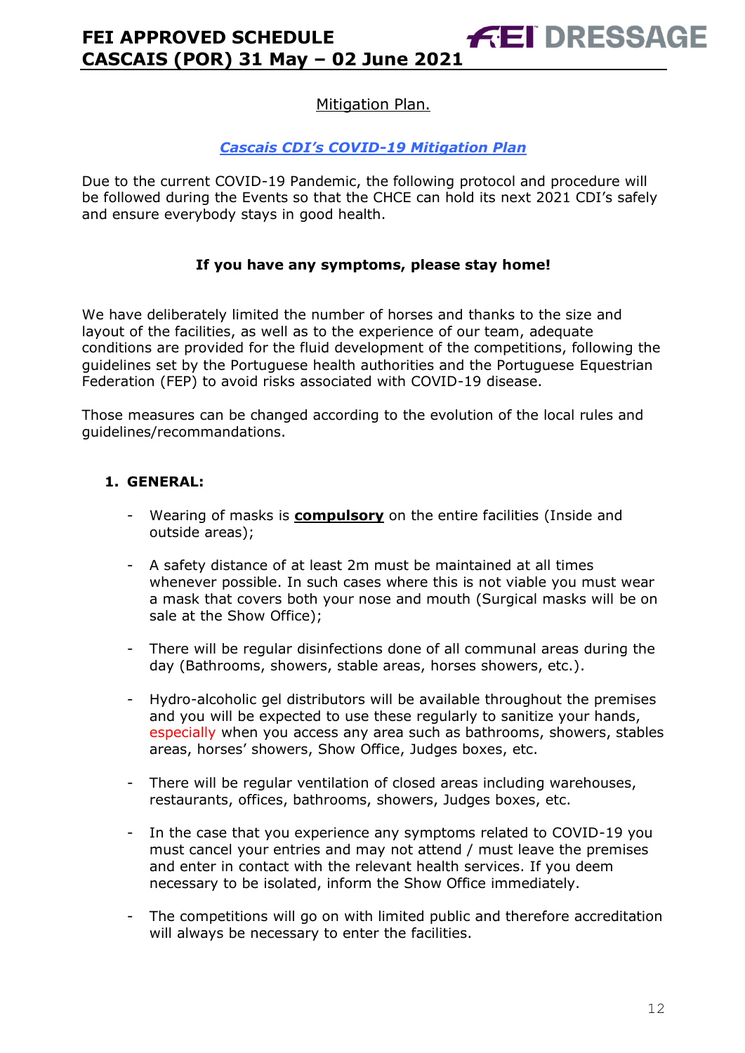Mitigation Plan.

***Cascais CDI's COVID-19 Mitigation Plan***

Due to the current COVID-19 Pandemic, the following protocol and procedure will be followed during the Events so that the CHCE can hold its next 2021 CDI's safely and ensure everybody stays in good health.

**If you have any symptoms, please stay home!**

We have deliberately limited the number of horses and thanks to the size and layout of the facilities, as well as to the experience of our team, adequate conditions are provided for the fluid development of the competitions, following the guidelines set by the Portuguese health authorities and the Portuguese Equestrian Federation (FEP) to avoid risks associated with COVID-19 disease.

Those measures can be changed according to the evolution of the local rules and guidelines/recommandations.

## 1. GENERAL:

- Wearing of masks is **compulsory** on the entire facilities (Inside and outside areas);
- A safety distance of at least 2m must be maintained at all times whenever possible. In such cases where this is not viable you must wear a mask that covers both your nose and mouth (Surgical masks will be on sale at the Show Office);
- There will be regular disinfections done of all communal areas during the day (Bathrooms, showers, stable areas, horses showers, etc.).
- Hydro-alcoholic gel distributors will be available throughout the premises and you will be expected to use these regularly to sanitize your hands, especially when you access any area such as bathrooms, showers, stables areas, horses' showers, Show Office, Judges boxes, etc.
- There will be regular ventilation of closed areas including warehouses, restaurants, offices, bathrooms, showers, Judges boxes, etc.
- In the case that you experience any symptoms related to COVID-19 you must cancel your entries and may not attend / must leave the premises and enter in contact with the relevant health services. If you deem necessary to be isolated, inform the Show Office immediately.
- The competitions will go on with limited public and therefore accreditation will always be necessary to enter the facilities.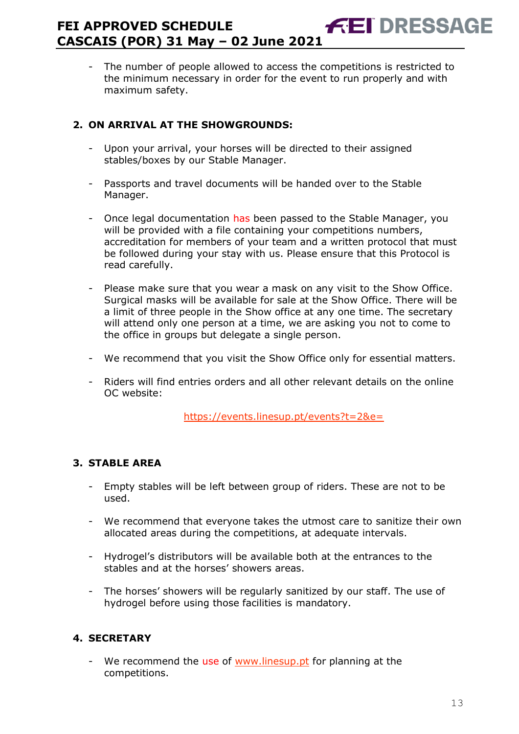- The number of people allowed to access the competitions is restricted to the minimum necessary in order for the event to run properly and with maximum safety.

## 2. ON ARRIVAL AT THE SHOWGROUNDS:

- Upon your arrival, your horses will be directed to their assigned stables/boxes by our Stable Manager.
- Passports and travel documents will be handed over to the Stable Manager.
- Once legal documentation has been passed to the Stable Manager, you will be provided with a file containing your competitions numbers, accreditation for members of your team and a written protocol that must be followed during your stay with us. Please ensure that this Protocol is read carefully.
- Please make sure that you wear a mask on any visit to the Show Office. Surgical masks will be available for sale at the Show Office. There will be a limit of three people in the Show office at any one time. The secretary will attend only one person at a time, we are asking you not to come to the office in groups but delegate a single person.
- We recommend that you visit the Show Office only for essential matters.
- Riders will find entries orders and all other relevant details on the online OC website:

  https://events.linesup.pt/events?t=2&e=

## 3. STABLE AREA

- Empty stables will be left between group of riders. These are not to be used.
- We recommend that everyone takes the utmost care to sanitize their own allocated areas during the competitions, at adequate intervals.
- Hydrogel's distributors will be available both at the entrances to the stables and at the horses' showers areas.
- The horses' showers will be regularly sanitized by our staff. The use of hydrogel before using those facilities is mandatory.

## 4. SECRETARY

- We recommend the use of www.linesup.pt for planning at the competitions.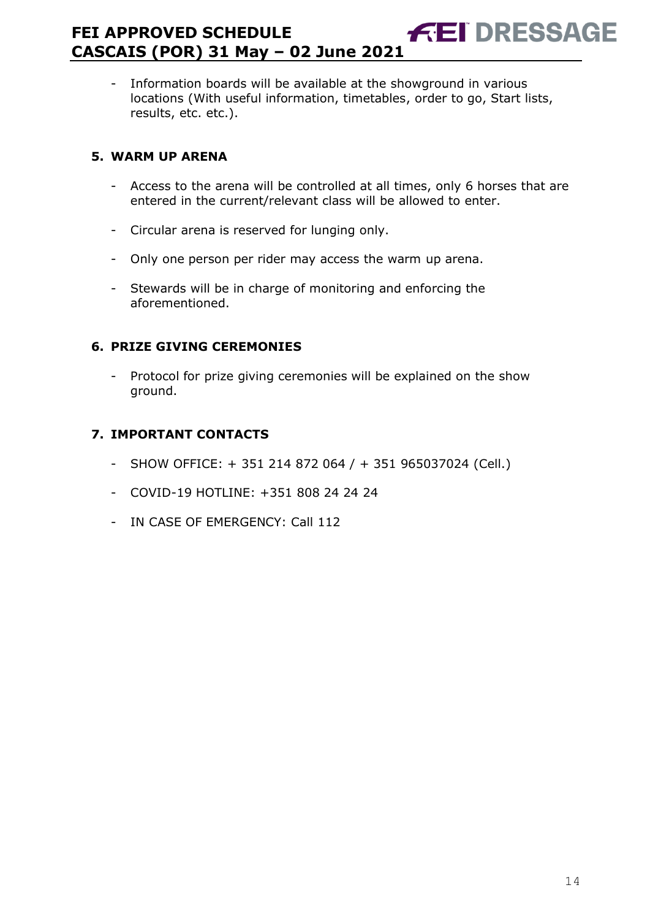- Information boards will be available at the showground in various locations (With useful information, timetables, order to go, Start lists, results, etc. etc.).

## 5. WARM UP ARENA

- Access to the arena will be controlled at all times, only 6 horses that are entered in the current/relevant class will be allowed to enter.
- Circular arena is reserved for lunging only.
- Only one person per rider may access the warm up arena.
- Stewards will be in charge of monitoring and enforcing the aforementioned.

## 6. PRIZE GIVING CEREMONIES

- Protocol for prize giving ceremonies will be explained on the show ground.

## 7. IMPORTANT CONTACTS

- SHOW OFFICE: + 351 214 872 064 / + 351 965037024 (Cell.)
- COVID-19 HOTLINE: +351 808 24 24 24
- IN CASE OF EMERGENCY: Call 112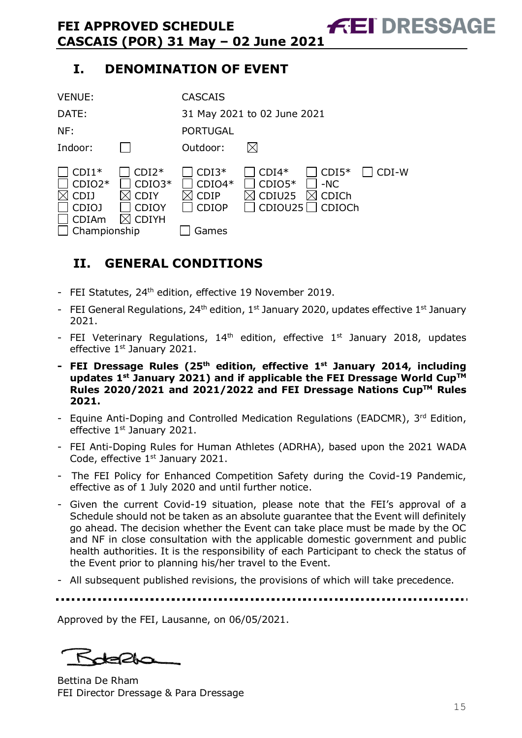# I. DENOMINATION OF EVENT

| | |
|---|---|
| VENUE: | CASCAIS |
| DATE: | 31 May 2021 to 02 June 2021 |
| NF: | PORTUGAL |
| Indoor: ☐ | Outdoor: ☒ |

| | | | | | |
|---|---|---|---|---|---|
| ☐ CDI1* | ☐ CDI2* | ☐ CDI3* | ☐ CDI4* | ☐ CDI5* | ☐ CDI-W |
| ☐ CDIO2* | ☐ CDIO3* | ☐ CDIO4* | ☐ CDIO5* | ☐ -NC | |
| ☒ CDIJ | ☒ CDIY | ☒ CDIP | ☒ CDIU25 | ☒ CDICh | |
| ☐ CDIOJ | ☐ CDIOY | ☐ CDIOP | ☐ CDIOU25 | ☐ CDIOCh | |
| ☐ CDIAm | ☒ CDIYH | | | | |
| ☐ Championship | | ☐ Games | | | |

# II. GENERAL CONDITIONS

- FEI Statutes, 24th edition, effective 19 November 2019.
- FEI General Regulations, 24th edition, 1st January 2020, updates effective 1st January 2021.
- FEI Veterinary Regulations, 14th edition, effective 1st January 2018, updates effective 1st January 2021.
- **FEI Dressage Rules (25th edition, effective 1st January 2014, including updates 1st January 2021) and if applicable the FEI Dressage World Cup™ Rules 2020/2021 and 2021/2022 and FEI Dressage Nations Cup™ Rules 2021.**
- Equine Anti-Doping and Controlled Medication Regulations (EADCMR), 3rd Edition, effective 1st January 2021.
- FEI Anti-Doping Rules for Human Athletes (ADRHA), based upon the 2021 WADA Code, effective 1st January 2021.
- The FEI Policy for Enhanced Competition Safety during the Covid-19 Pandemic, effective as of 1 July 2020 and until further notice.
- Given the current Covid-19 situation, please note that the FEI's approval of a Schedule should not be taken as an absolute guarantee that the Event will definitely go ahead. The decision whether the Event can take place must be made by the OC and NF in close consultation with the applicable domestic government and public health authorities. It is the responsibility of each Participant to check the status of the Event prior to planning his/her travel to the Event.
- All subsequent published revisions, the provisions of which will take precedence.

---

Approved by the FEI, Lausanne, on 06/05/2021.

Bettina De Rham
FEI Director Dressage & Para Dressage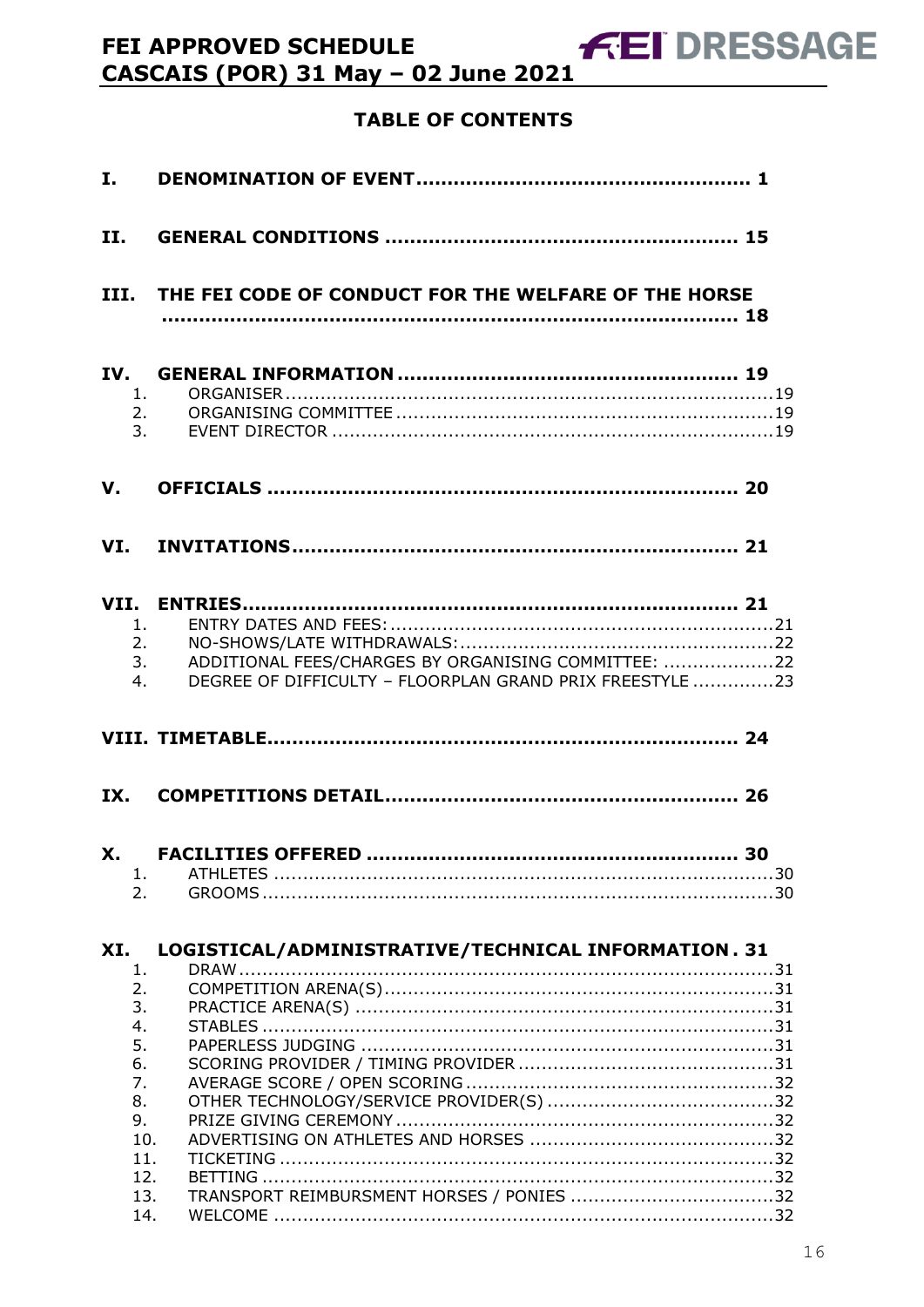## TABLE OF CONTENTS

**I. DENOMINATION OF EVENT ... 1**

**II. GENERAL CONDITIONS ... 15**

**III. THE FEI CODE OF CONDUCT FOR THE WELFARE OF THE HORSE ... 18**

**IV. GENERAL INFORMATION ... 19**

1. ORGANISER ... 19
2. ORGANISING COMMITTEE ... 19
3. EVENT DIRECTOR ... 19

**V. OFFICIALS ... 20**

**VI. INVITATIONS ... 21**

**VII. ENTRIES ... 21**

1. ENTRY DATES AND FEES: ... 21
2. NO-SHOWS/LATE WITHDRAWALS: ... 22
3. ADDITIONAL FEES/CHARGES BY ORGANISING COMMITTEE: ... 22
4. DEGREE OF DIFFICULTY – FLOORPLAN GRAND PRIX FREESTYLE ... 23

**VIII. TIMETABLE ... 24**

**IX. COMPETITIONS DETAIL ... 26**

**X. FACILITIES OFFERED ... 30**

1. ATHLETES ... 30
2. GROOMS ... 30

**XI. LOGISTICAL/ADMINISTRATIVE/TECHNICAL INFORMATION ... 31**

1. DRAW ... 31
2. COMPETITION ARENA(S) ... 31
3. PRACTICE ARENA(S) ... 31
4. STABLES ... 31
5. PAPERLESS JUDGING ... 31
6. SCORING PROVIDER / TIMING PROVIDER ... 31
7. AVERAGE SCORE / OPEN SCORING ... 32
8. OTHER TECHNOLOGY/SERVICE PROVIDER(S) ... 32
9. PRIZE GIVING CEREMONY ... 32
10. ADVERTISING ON ATHLETES AND HORSES ... 32
11. TICKETING ... 32
12. BETTING ... 32
13. TRANSPORT REIMBURSMENT HORSES / PONIES ... 32
14. WELCOME ... 32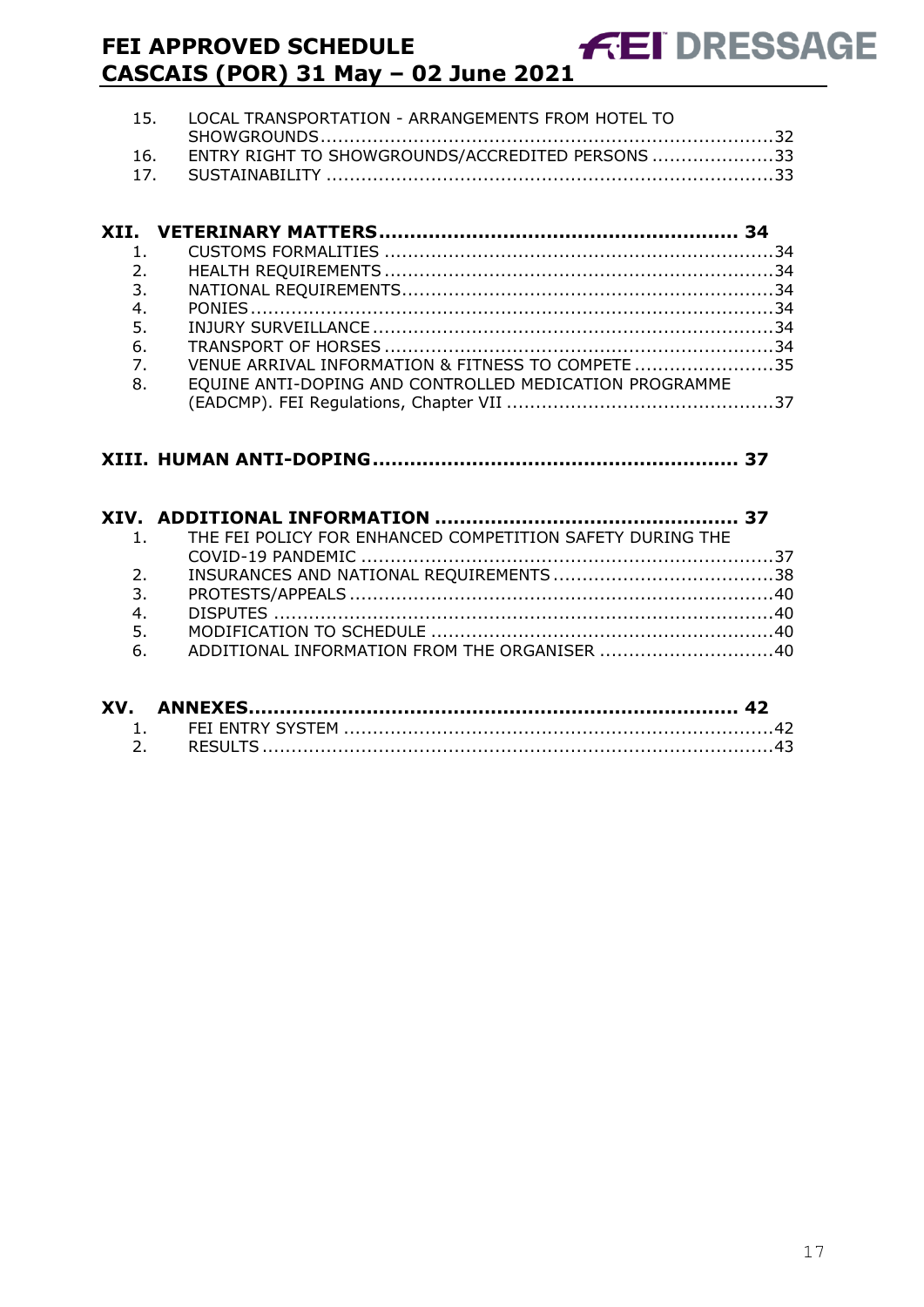15. LOCAL TRANSPORTATION - ARRANGEMENTS FROM HOTEL TO SHOWGROUNDS ....32
16. ENTRY RIGHT TO SHOWGROUNDS/ACCREDITED PERSONS ....33
17. SUSTAINABILITY ....33

**XII. VETERINARY MATTERS .... 34**

1. CUSTOMS FORMALITIES ....34
2. HEALTH REQUIREMENTS ....34
3. NATIONAL REQUIREMENTS ....34
4. PONIES ....34
5. INJURY SURVEILLANCE ....34
6. TRANSPORT OF HORSES ....34
7. VENUE ARRIVAL INFORMATION & FITNESS TO COMPETE ....35
8. EQUINE ANTI-DOPING AND CONTROLLED MEDICATION PROGRAMME (EADCMP). FEI Regulations, Chapter VII ....37

**XIII. HUMAN ANTI-DOPING .... 37**

**XIV. ADDITIONAL INFORMATION .... 37**

1. THE FEI POLICY FOR ENHANCED COMPETITION SAFETY DURING THE COVID-19 PANDEMIC ....37
2. INSURANCES AND NATIONAL REQUIREMENTS ....38
3. PROTESTS/APPEALS ....40
4. DISPUTES ....40
5. MODIFICATION TO SCHEDULE ....40
6. ADDITIONAL INFORMATION FROM THE ORGANISER ....40

**XV. ANNEXES .... 42**

1. FEI ENTRY SYSTEM ....42
2. RESULTS ....43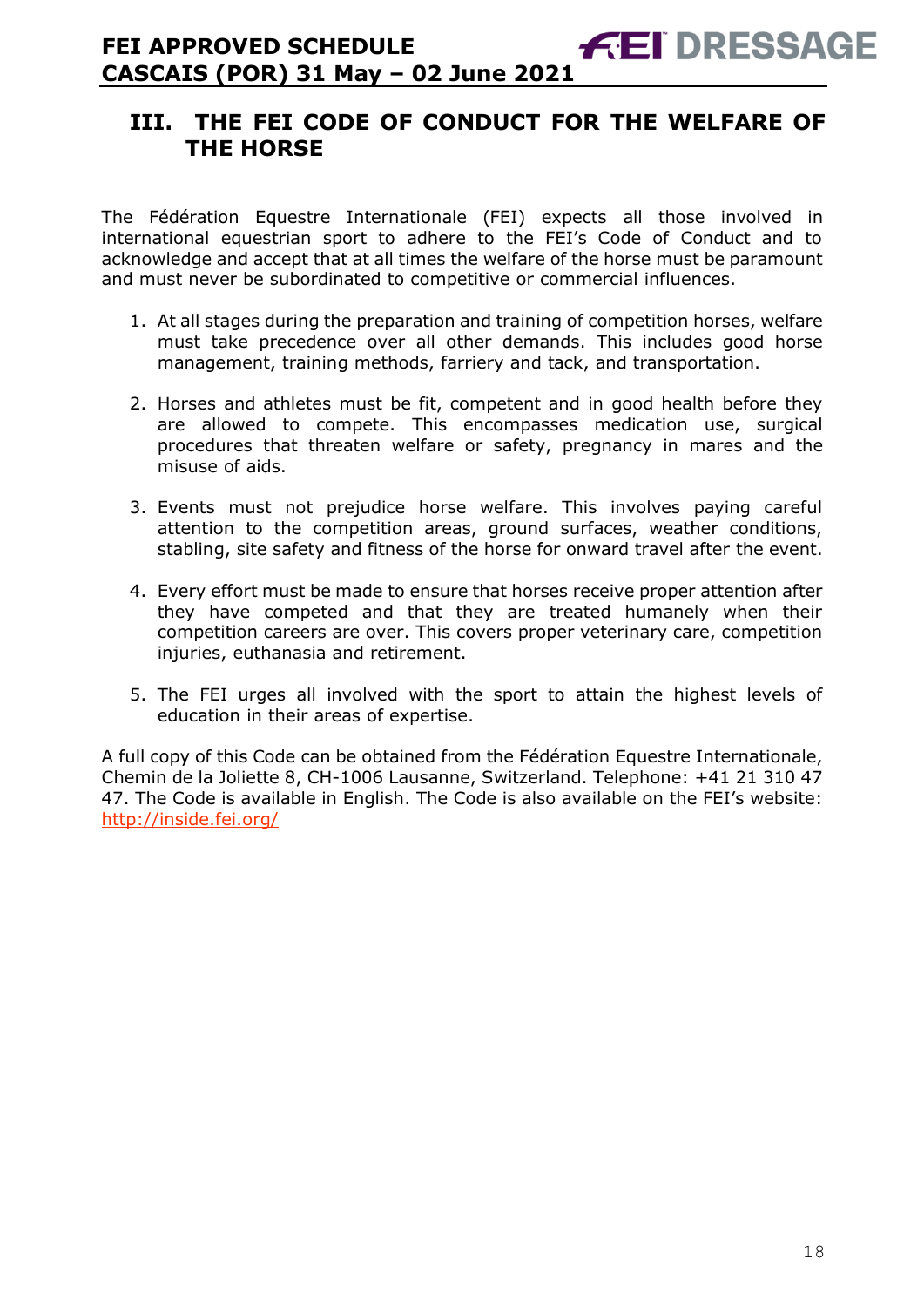## III. THE FEI CODE OF CONDUCT FOR THE WELFARE OF THE HORSE

The Fédération Equestre Internationale (FEI) expects all those involved in international equestrian sport to adhere to the FEI's Code of Conduct and to acknowledge and accept that at all times the welfare of the horse must be paramount and must never be subordinated to competitive or commercial influences.

1. At all stages during the preparation and training of competition horses, welfare must take precedence over all other demands. This includes good horse management, training methods, farriery and tack, and transportation.

2. Horses and athletes must be fit, competent and in good health before they are allowed to compete. This encompasses medication use, surgical procedures that threaten welfare or safety, pregnancy in mares and the misuse of aids.

3. Events must not prejudice horse welfare. This involves paying careful attention to the competition areas, ground surfaces, weather conditions, stabling, site safety and fitness of the horse for onward travel after the event.

4. Every effort must be made to ensure that horses receive proper attention after they have competed and that they are treated humanely when their competition careers are over. This covers proper veterinary care, competition injuries, euthanasia and retirement.

5. The FEI urges all involved with the sport to attain the highest levels of education in their areas of expertise.

A full copy of this Code can be obtained from the Fédération Equestre Internationale, Chemin de la Joliette 8, CH-1006 Lausanne, Switzerland. Telephone: +41 21 310 47 47. The Code is available in English. The Code is also available on the FEI's website: http://inside.fei.org/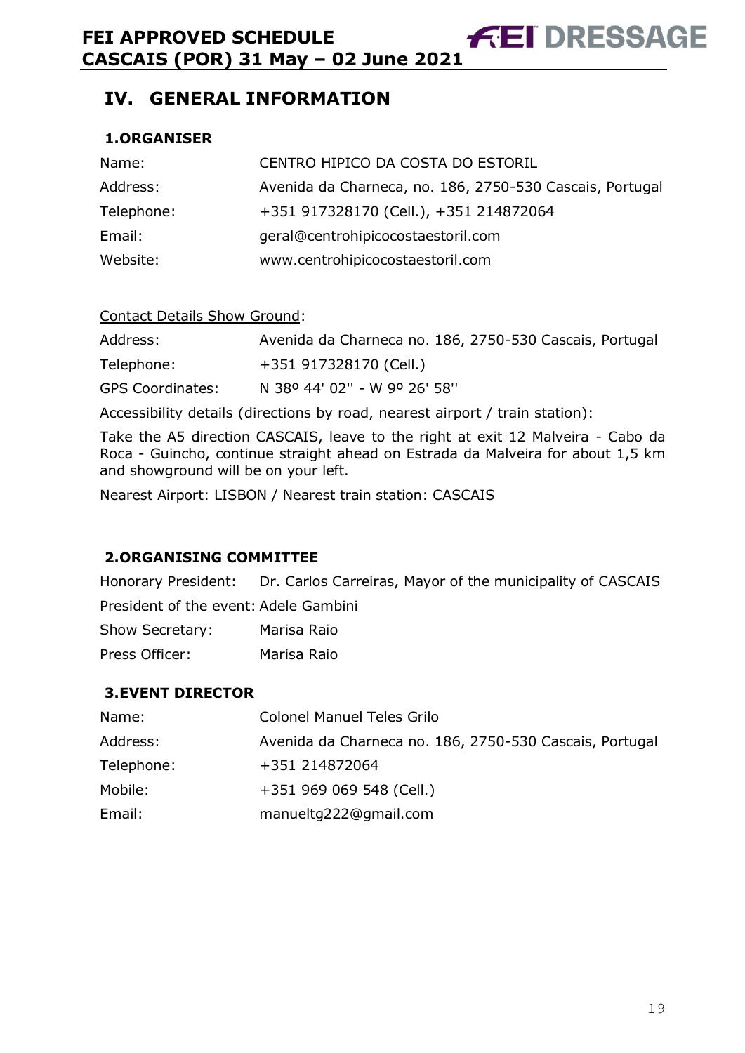# IV. GENERAL INFORMATION

## 1. ORGANISER

| | |
|---|---|
| Name: | CENTRO HIPICO DA COSTA DO ESTORIL |
| Address: | Avenida da Charneca, no. 186, 2750-530 Cascais, Portugal |
| Telephone: | +351 917328170 (Cell.), +351 214872064 |
| Email: | geral@centrohipicocostaestoril.com |
| Website: | www.centrohipicocostaestoril.com |

Contact Details Show Ground:

| | |
|---|---|
| Address: | Avenida da Charneca no. 186, 2750-530 Cascais, Portugal |
| Telephone: | +351 917328170 (Cell.) |
| GPS Coordinates: | N 38º 44' 02'' - W 9º 26' 58'' |

Accessibility details (directions by road, nearest airport / train station):

Take the A5 direction CASCAIS, leave to the right at exit 12 Malveira - Cabo da Roca - Guincho, continue straight ahead on Estrada da Malveira for about 1,5 km and showground will be on your left.

Nearest Airport: LISBON / Nearest train station: CASCAIS

## 2. ORGANISING COMMITTEE

| | |
|---|---|
| Honorary President: | Dr. Carlos Carreiras, Mayor of the municipality of CASCAIS |
| President of the event: | Adele Gambini |
| Show Secretary: | Marisa Raio |
| Press Officer: | Marisa Raio |

## 3. EVENT DIRECTOR

| | |
|---|---|
| Name: | Colonel Manuel Teles Grilo |
| Address: | Avenida da Charneca no. 186, 2750-530 Cascais, Portugal |
| Telephone: | +351 214872064 |
| Mobile: | +351 969 069 548 (Cell.) |
| Email: | manueltg222@gmail.com |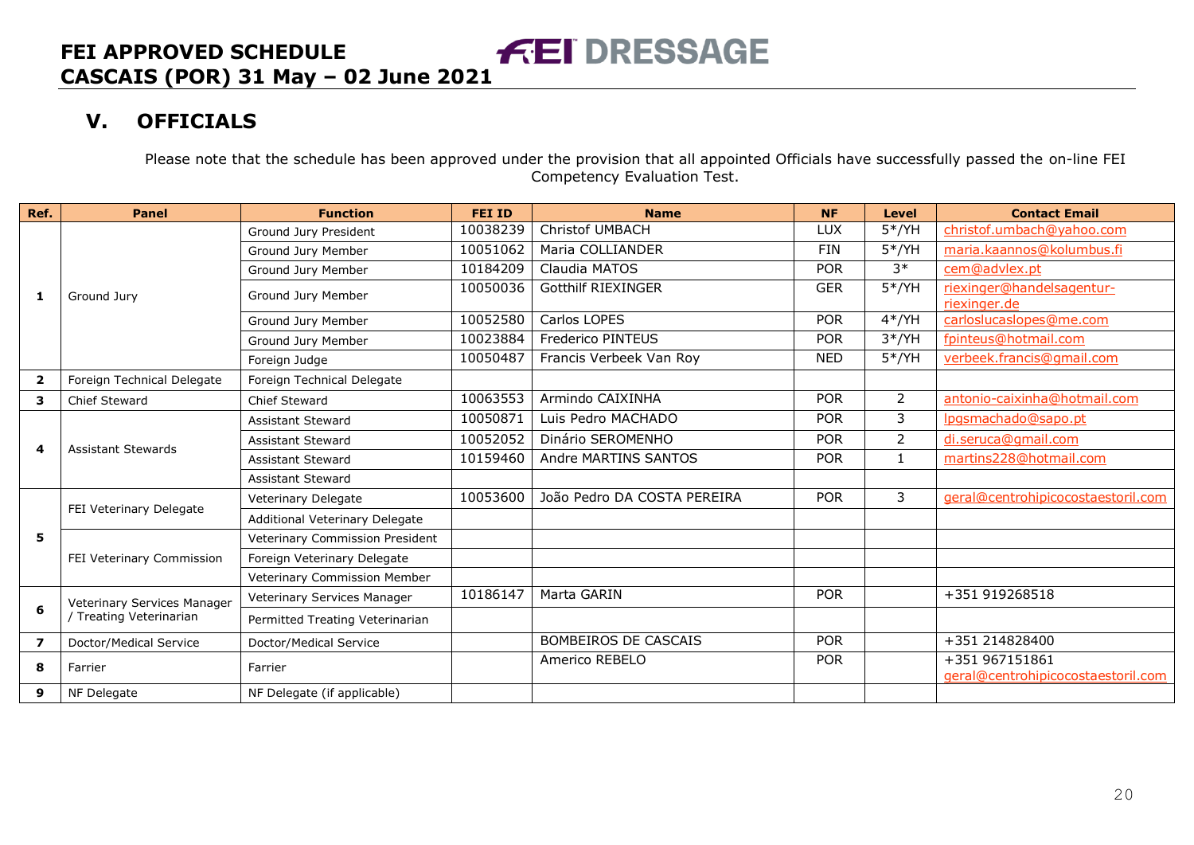## V. OFFICIALS

Please note that the schedule has been approved under the provision that all appointed Officials have successfully passed the on-line FEI Competency Evaluation Test.

| Ref. | Panel | Function | FEI ID | Name | NF | Level | Contact Email |
|---|---|---|---|---|---|---|---|
| 1 | Ground Jury | Ground Jury President | 10038239 | Christof UMBACH | LUX | 5*/YH | christof.umbach@yahoo.com |
| | | Ground Jury Member | 10051062 | Maria COLLIANDER | FIN | 5*/YH | maria.kaannos@kolumbus.fi |
| | | Ground Jury Member | 10184209 | Claudia MATOS | POR | 3* | cem@advlex.pt |
| | | Ground Jury Member | 10050036 | Gotthilf RIEXINGER | GER | 5*/YH | riexinger@handelsagentur-riexinger.de |
| | | Ground Jury Member | 10052580 | Carlos LOPES | POR | 4*/YH | carloslucaslopes@me.com |
| | | Ground Jury Member | 10023884 | Frederico PINTEUS | POR | 3*/YH | fpinteus@hotmail.com |
| | | Foreign Judge | 10050487 | Francis Verbeek Van Roy | NED | 5*/YH | verbeek.francis@gmail.com |
| 2 | Foreign Technical Delegate | Foreign Technical Delegate | | | | | |
| 3 | Chief Steward | Chief Steward | 10063553 | Armindo CAIXINHA | POR | 2 | antonio-caixinha@hotmail.com |
| 4 | Assistant Stewards | Assistant Steward | 10050871 | Luis Pedro MACHADO | POR | 3 | lpgsmachado@sapo.pt |
| | | Assistant Steward | 10052052 | Dinário SEROMENHO | POR | 2 | di.seruca@gmail.com |
| | | Assistant Steward | 10159460 | Andre MARTINS SANTOS | POR | 1 | martins228@hotmail.com |
| | | Assistant Steward | | | | | |
| 5 | FEI Veterinary Delegate | Veterinary Delegate | 10053600 | João Pedro DA COSTA PEREIRA | POR | 3 | geral@centrohipicocostaestoril.com |
| | | Additional Veterinary Delegate | | | | | |
| | FEI Veterinary Commission | Veterinary Commission President | | | | | |
| | | Foreign Veterinary Delegate | | | | | |
| | | Veterinary Commission Member | | | | | |
| 6 | Veterinary Services Manager / Treating Veterinarian | Veterinary Services Manager | 10186147 | Marta GARIN | POR | | +351 919268518 |
| | | Permitted Treating Veterinarian | | | | | |
| 7 | Doctor/Medical Service | Doctor/Medical Service | | BOMBEIROS DE CASCAIS | POR | | +351 214828400 |
| 8 | Farrier | Farrier | | Americo REBELO | POR | | +351 967151861 geral@centrohipicocostaestoril.com |
| 9 | NF Delegate | NF Delegate (if applicable) | | | | | |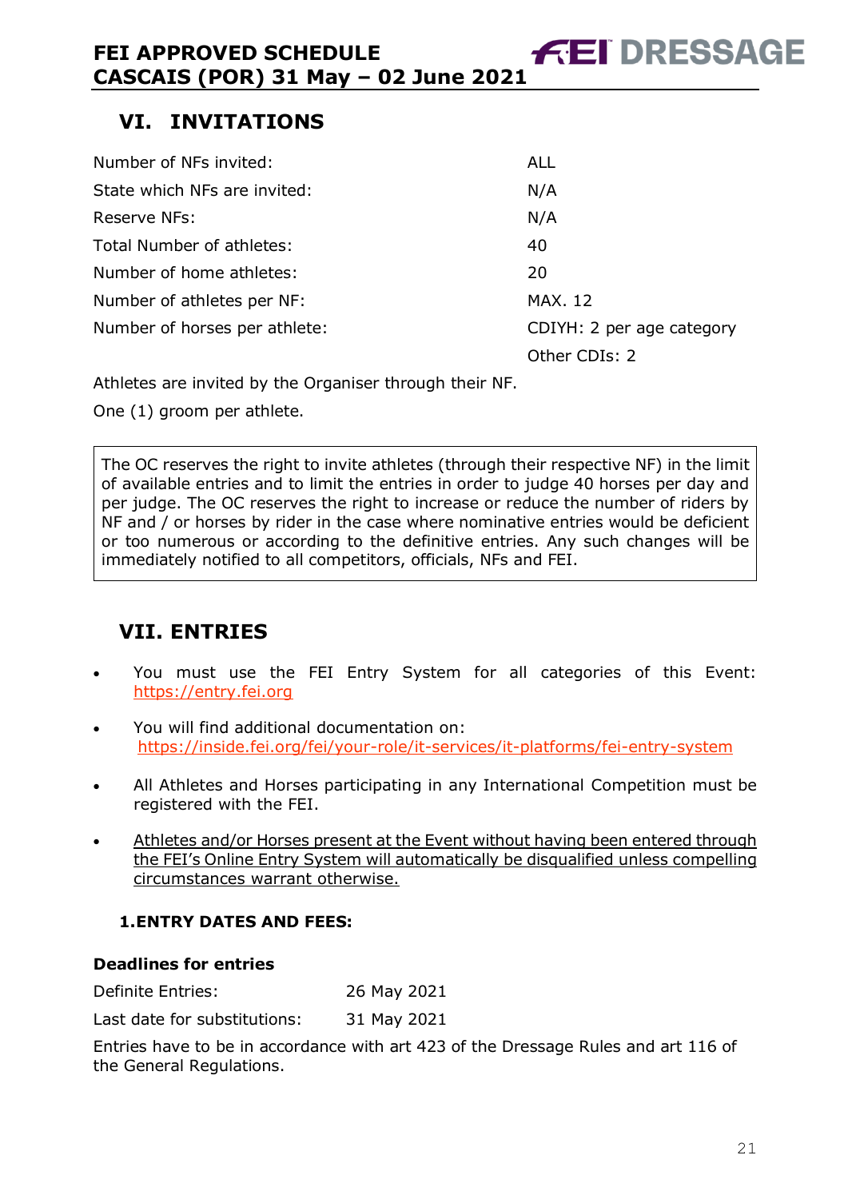## VI. INVITATIONS

| | |
|---|---|
| Number of NFs invited: | ALL |
| State which NFs are invited: | N/A |
| Reserve NFs: | N/A |
| Total Number of athletes: | 40 |
| Number of home athletes: | 20 |
| Number of athletes per NF: | MAX. 12 |
| Number of horses per athlete: | CDIYH: 2 per age category |
| | Other CDIs: 2 |

Athletes are invited by the Organiser through their NF.

One (1) groom per athlete.

The OC reserves the right to invite athletes (through their respective NF) in the limit of available entries and to limit the entries in order to judge 40 horses per day and per judge. The OC reserves the right to increase or reduce the number of riders by NF and / or horses by rider in the case where nominative entries would be deficient or too numerous or according to the definitive entries. Any such changes will be immediately notified to all competitors, officials, NFs and FEI.

## VII. ENTRIES

- You must use the FEI Entry System for all categories of this Event: https://entry.fei.org
- You will find additional documentation on: https://inside.fei.org/fei/your-role/it-services/it-platforms/fei-entry-system
- All Athletes and Horses participating in any International Competition must be registered with the FEI.
- Athletes and/or Horses present at the Event without having been entered through the FEI's Online Entry System will automatically be disqualified unless compelling circumstances warrant otherwise.

### 1. ENTRY DATES AND FEES:

**Deadlines for entries**

| | |
|---|---|
| Definite Entries: | 26 May 2021 |
| Last date for substitutions: | 31 May 2021 |

Entries have to be in accordance with art 423 of the Dressage Rules and art 116 of the General Regulations.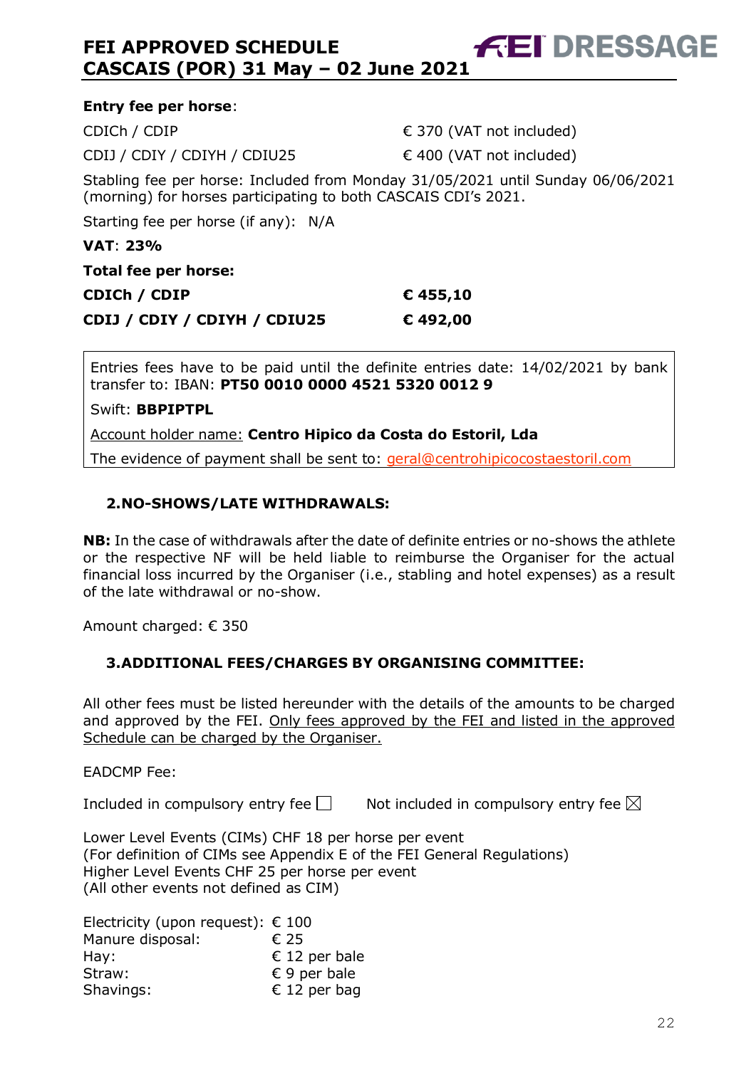**Entry fee per horse**:

| | |
|---|---|
| CDICh / CDIP | € 370 (VAT not included) |
| CDIJ / CDIY / CDIYH / CDIU25 | € 400 (VAT not included) |

Stabling fee per horse: Included from Monday 31/05/2021 until Sunday 06/06/2021 (morning) for horses participating to both CASCAIS CDI's 2021.

Starting fee per horse (if any): N/A

**VAT**: **23%**

**Total fee per horse:**

| | |
|---|---|
| **CDICh / CDIP** | **€ 455,10** |
| **CDIJ / CDIY / CDIYH / CDIU25** | **€ 492,00** |

Entries fees have to be paid until the definite entries date: 14/02/2021 by bank transfer to: IBAN: **PT50 0010 0000 4521 5320 0012 9**

Swift: **BBPIPTPL**

Account holder name: **Centro Hipico da Costa do Estoril, Lda**

The evidence of payment shall be sent to: geral@centrohipicocostaestoril.com

## 2. NO-SHOWS/LATE WITHDRAWALS:

**NB:** In the case of withdrawals after the date of definite entries or no-shows the athlete or the respective NF will be held liable to reimburse the Organiser for the actual financial loss incurred by the Organiser (i.e., stabling and hotel expenses) as a result of the late withdrawal or no-show.

Amount charged: € 350

## 3. ADDITIONAL FEES/CHARGES BY ORGANISING COMMITTEE:

All other fees must be listed hereunder with the details of the amounts to be charged and approved by the FEI. Only fees approved by the FEI and listed in the approved Schedule can be charged by the Organiser.

EADCMP Fee:

Included in compulsory entry fee ☐ Not included in compulsory entry fee ☒

Lower Level Events (CIMs) CHF 18 per horse per event
(For definition of CIMs see Appendix E of the FEI General Regulations)
Higher Level Events CHF 25 per horse per event
(All other events not defined as CIM)

| | |
|---|---|
| Electricity (upon request): | € 100 |
| Manure disposal: | € 25 |
| Hay: | € 12 per bale |
| Straw: | € 9 per bale |
| Shavings: | € 12 per bag |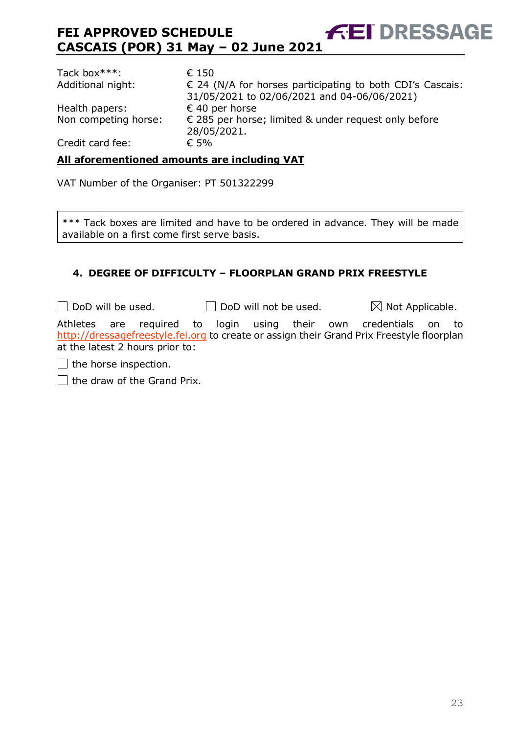| | |
|---|---|
| Tack box***: | € 150 |
| Additional night: | € 24 (N/A for horses participating to both CDI's Cascais: 31/05/2021 to 02/06/2021 and 04-06/06/2021) |
| Health papers: | € 40 per horse |
| Non competing horse: | € 285 per horse; limited & under request only before 28/05/2021. |
| Credit card fee: | € 5% |

**All aforementioned amounts are including VAT**

VAT Number of the Organiser: PT 501322299

*** Tack boxes are limited and have to be ordered in advance. They will be made available on a first come first serve basis.

## 4. DEGREE OF DIFFICULTY – FLOORPLAN GRAND PRIX FREESTYLE

☐ DoD will be used. ☐ DoD will not be used. ☒ Not Applicable.

Athletes are required to login using their own credentials on to http://dressagefreestyle.fei.org to create or assign their Grand Prix Freestyle floorplan at the latest 2 hours prior to:

☐ the horse inspection.

☐ the draw of the Grand Prix.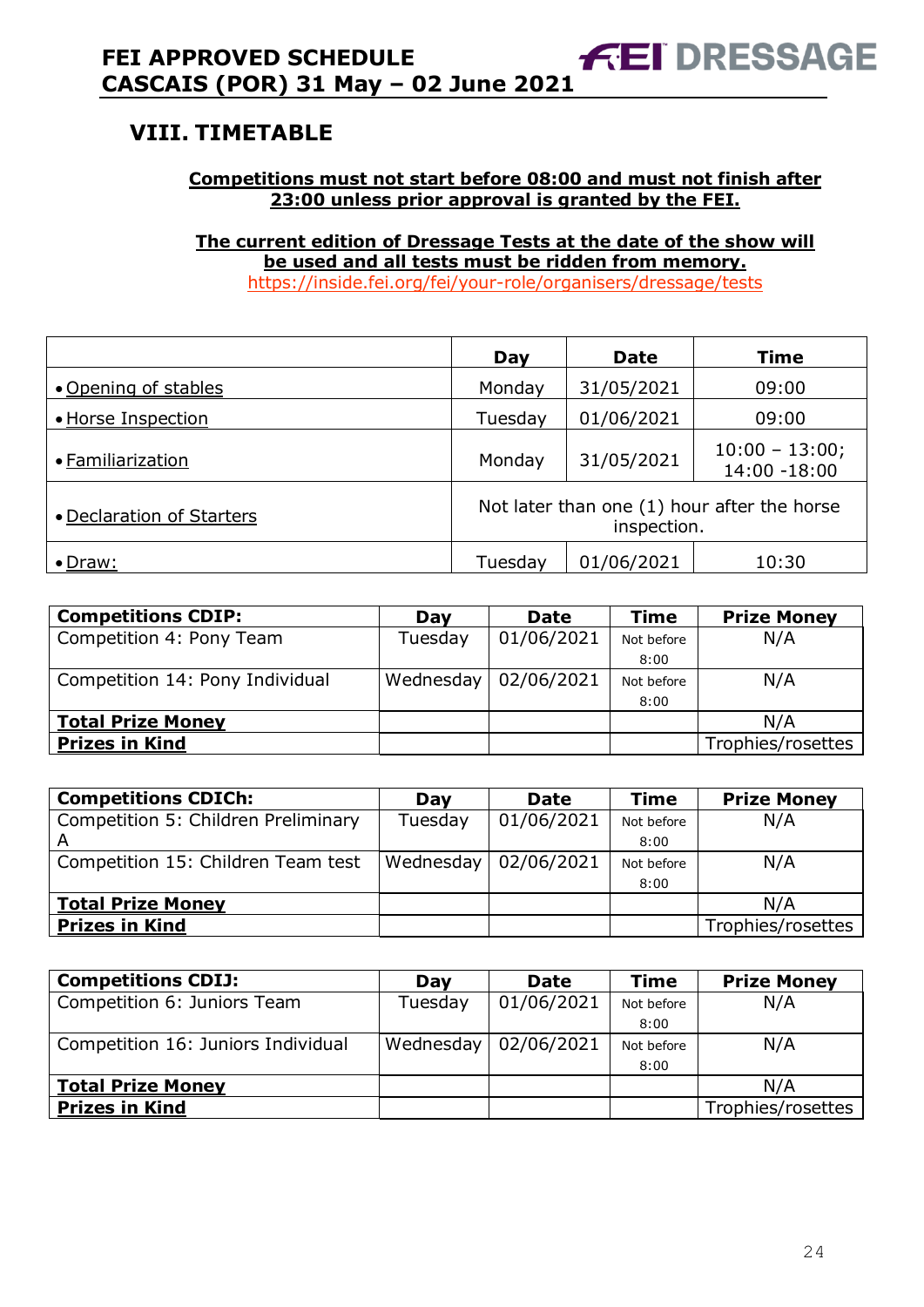## VIII. TIMETABLE

**Competitions must not start before 08:00 and must not finish after 23:00 unless prior approval is granted by the FEI.**

**The current edition of Dressage Tests at the date of the show will be used and all tests must be ridden from memory.**
https://inside.fei.org/fei/your-role/organisers/dressage/tests

| | Day | Date | Time |
|---|---|---|---|
| • Opening of stables | Monday | 31/05/2021 | 09:00 |
| • Horse Inspection | Tuesday | 01/06/2021 | 09:00 |
| • Familiarization | Monday | 31/05/2021 | 10:00 – 13:00; 14:00 -18:00 |
| • Declaration of Starters | Not later than one (1) hour after the horse inspection. | | |
| • Draw: | Tuesday | 01/06/2021 | 10:30 |

| Competitions CDIP: | Day | Date | Time | Prize Money |
|---|---|---|---|---|
| Competition 4: Pony Team | Tuesday | 01/06/2021 | Not before 8:00 | N/A |
| Competition 14: Pony Individual | Wednesday | 02/06/2021 | Not before 8:00 | N/A |
| **Total Prize Money** | | | | N/A |
| **Prizes in Kind** | | | | Trophies/rosettes |

| Competitions CDICh: | Day | Date | Time | Prize Money |
|---|---|---|---|---|
| Competition 5: Children Preliminary A | Tuesday | 01/06/2021 | Not before 8:00 | N/A |
| Competition 15: Children Team test | Wednesday | 02/06/2021 | Not before 8:00 | N/A |
| **Total Prize Money** | | | | N/A |
| **Prizes in Kind** | | | | Trophies/rosettes |

| Competitions CDIJ: | Day | Date | Time | Prize Money |
|---|---|---|---|---|
| Competition 6: Juniors Team | Tuesday | 01/06/2021 | Not before 8:00 | N/A |
| Competition 16: Juniors Individual | Wednesday | 02/06/2021 | Not before 8:00 | N/A |
| **Total Prize Money** | | | | N/A |
| **Prizes in Kind** | | | | Trophies/rosettes |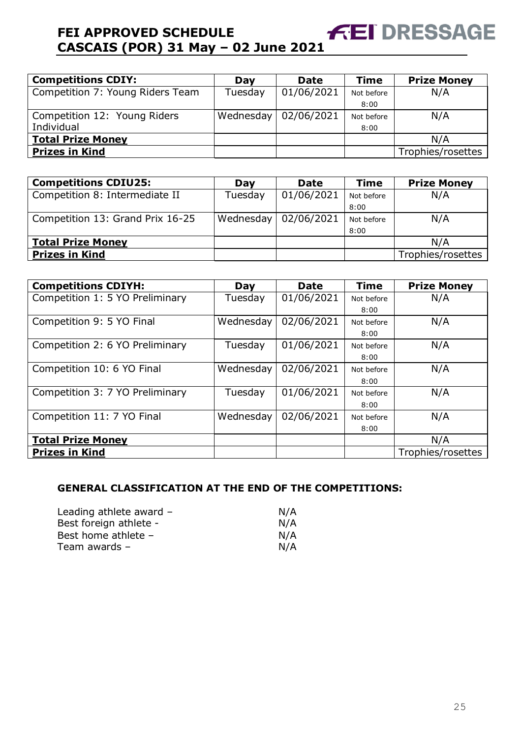| Competitions CDIY: | Day | Date | Time | Prize Money |
|---|---|---|---|---|
| Competition 7: Young Riders Team | Tuesday | 01/06/2021 | Not before 8:00 | N/A |
| Competition 12: Young Riders Individual | Wednesday | 02/06/2021 | Not before 8:00 | N/A |
| **Total Prize Money** | | | | N/A |
| **Prizes in Kind** | | | | Trophies/rosettes |

| Competitions CDIU25: | Day | Date | Time | Prize Money |
|---|---|---|---|---|
| Competition 8: Intermediate II | Tuesday | 01/06/2021 | Not before 8:00 | N/A |
| Competition 13: Grand Prix 16-25 | Wednesday | 02/06/2021 | Not before 8:00 | N/A |
| **Total Prize Money** | | | | N/A |
| **Prizes in Kind** | | | | Trophies/rosettes |

| Competitions CDIYH: | Day | Date | Time | Prize Money |
|---|---|---|---|---|
| Competition 1: 5 YO Preliminary | Tuesday | 01/06/2021 | Not before 8:00 | N/A |
| Competition 9: 5 YO Final | Wednesday | 02/06/2021 | Not before 8:00 | N/A |
| Competition 2: 6 YO Preliminary | Tuesday | 01/06/2021 | Not before 8:00 | N/A |
| Competition 10: 6 YO Final | Wednesday | 02/06/2021 | Not before 8:00 | N/A |
| Competition 3: 7 YO Preliminary | Tuesday | 01/06/2021 | Not before 8:00 | N/A |
| Competition 11: 7 YO Final | Wednesday | 02/06/2021 | Not before 8:00 | N/A |
| **Total Prize Money** | | | | N/A |
| **Prizes in Kind** | | | | Trophies/rosettes |

**GENERAL CLASSIFICATION AT THE END OF THE COMPETITIONS:**

Leading athlete award – N/A
Best foreign athlete - N/A
Best home athlete – N/A
Team awards – N/A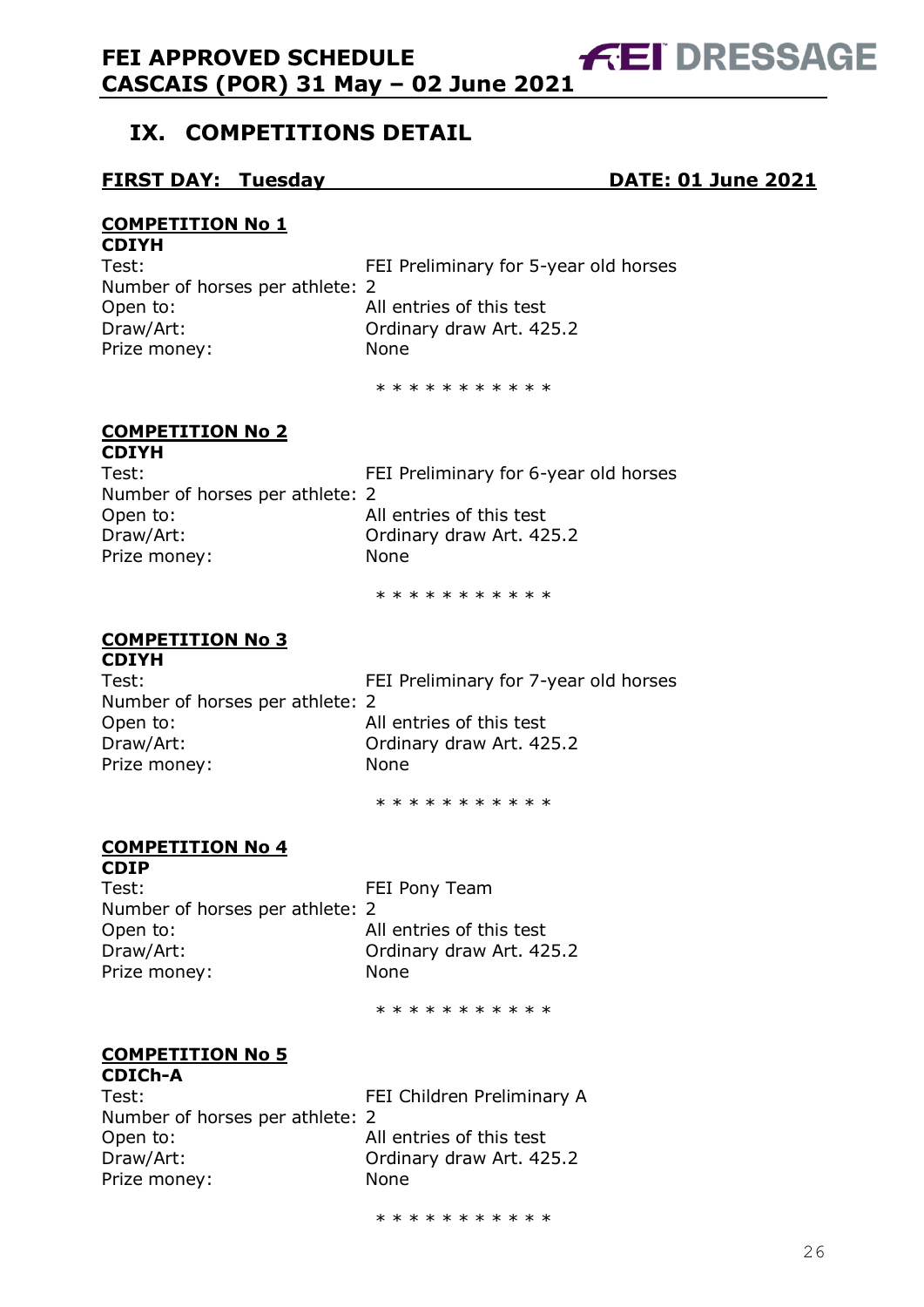## IX. COMPETITIONS DETAIL

**FIRST DAY: Tuesday** **DATE: 01 June 2021**

**COMPETITION No 1**
**CDIYH**

Test: FEI Preliminary for 5-year old horses
Number of horses per athlete: 2
Open to: All entries of this test
Draw/Art: Ordinary draw Art. 425.2
Prize money: None

* * * * * * * * * * *

**COMPETITION No 2**
**CDIYH**

Test: FEI Preliminary for 6-year old horses
Number of horses per athlete: 2
Open to: All entries of this test
Draw/Art: Ordinary draw Art. 425.2
Prize money: None

* * * * * * * * * * *

**COMPETITION No 3**
**CDIYH**

Test: FEI Preliminary for 7-year old horses
Number of horses per athlete: 2
Open to: All entries of this test
Draw/Art: Ordinary draw Art. 425.2
Prize money: None

* * * * * * * * * * *

**COMPETITION No 4**
**CDIP**

Test: FEI Pony Team
Number of horses per athlete: 2
Open to: All entries of this test
Draw/Art: Ordinary draw Art. 425.2
Prize money: None

* * * * * * * * * * *

**COMPETITION No 5**
**CDICh-A**

Test: FEI Children Preliminary A
Number of horses per athlete: 2
Open to: All entries of this test
Draw/Art: Ordinary draw Art. 425.2
Prize money: None

* * * * * * * * * * *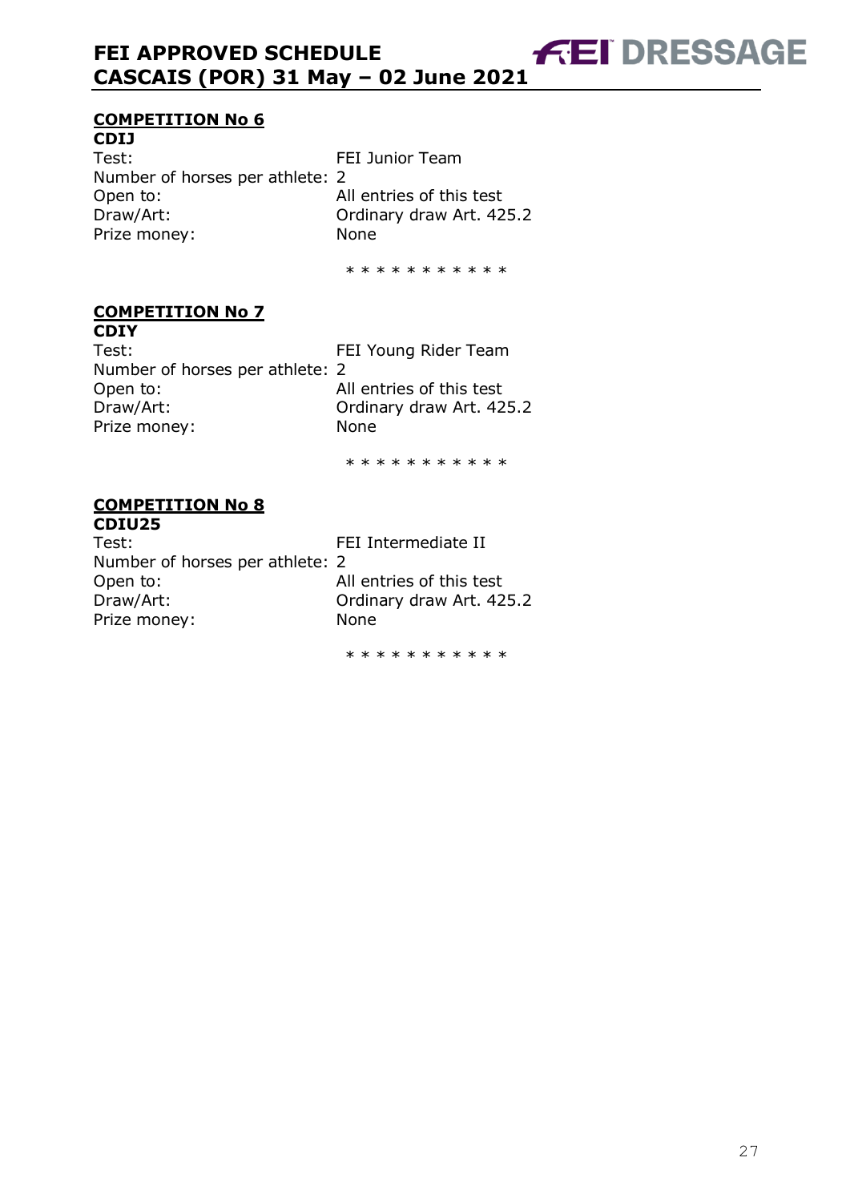## COMPETITION No 6

**CDIJ**

Test: FEI Junior Team
Number of horses per athlete: 2
Open to: All entries of this test
Draw/Art: Ordinary draw Art. 425.2
Prize money: None

* * * * * * * * * * *

## COMPETITION No 7

**CDIY**

Test: FEI Young Rider Team
Number of horses per athlete: 2
Open to: All entries of this test
Draw/Art: Ordinary draw Art. 425.2
Prize money: None

* * * * * * * * * * *

## COMPETITION No 8

**CDIU25**

Test: FEI Intermediate II
Number of horses per athlete: 2
Open to: All entries of this test
Draw/Art: Ordinary draw Art. 425.2
Prize money: None

* * * * * * * * * * *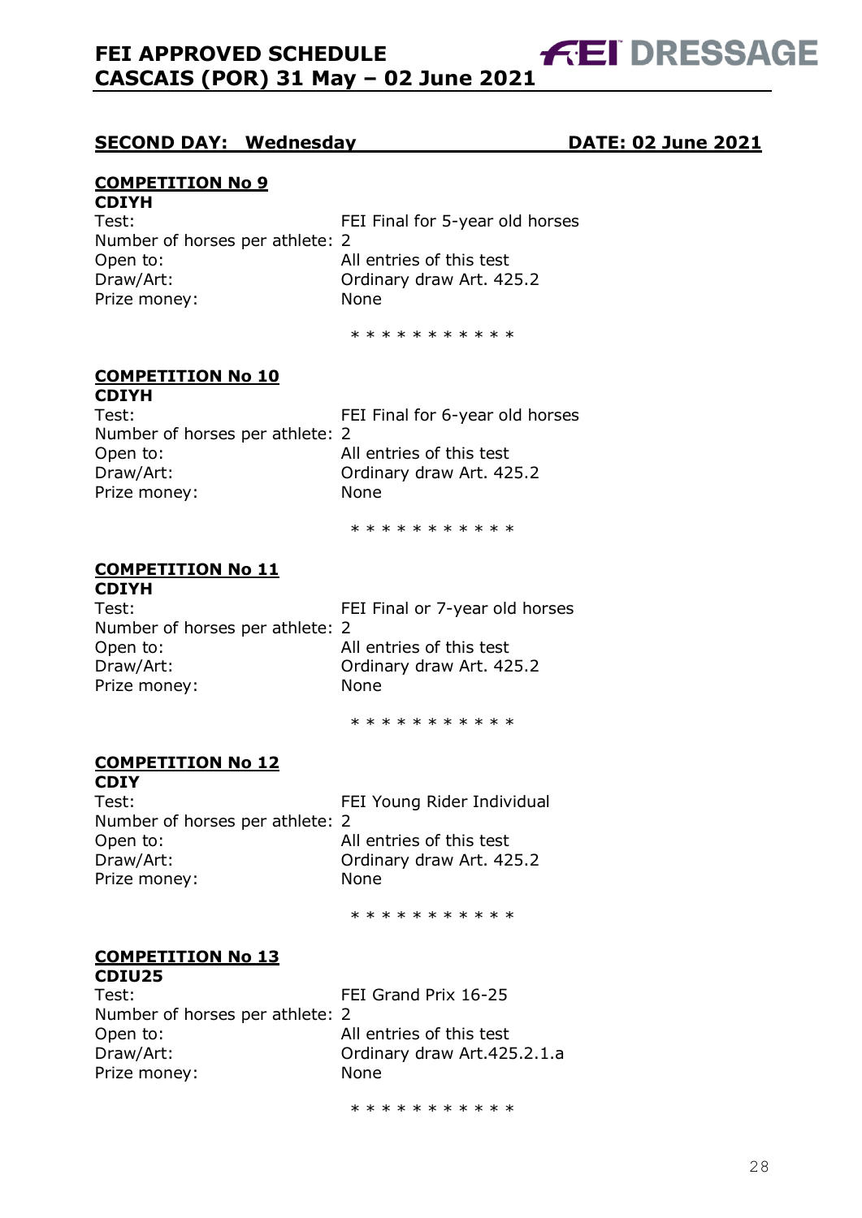**SECOND DAY: Wednesday** **DATE: 02 June 2021**

**COMPETITION No 9**

**CDIYH**

Test: FEI Final for 5-year old horses
Number of horses per athlete: 2
Open to: All entries of this test
Draw/Art: Ordinary draw Art. 425.2
Prize money: None

* * * * * * * * * * *

**COMPETITION No 10**

**CDIYH**

Test: FEI Final for 6-year old horses
Number of horses per athlete: 2
Open to: All entries of this test
Draw/Art: Ordinary draw Art. 425.2
Prize money: None

* * * * * * * * * * *

**COMPETITION No 11**

**CDIYH**

Test: FEI Final or 7-year old horses
Number of horses per athlete: 2
Open to: All entries of this test
Draw/Art: Ordinary draw Art. 425.2
Prize money: None

* * * * * * * * * * *

**COMPETITION No 12**

**CDIY**

Test: FEI Young Rider Individual
Number of horses per athlete: 2
Open to: All entries of this test
Draw/Art: Ordinary draw Art. 425.2
Prize money: None

* * * * * * * * * * *

**COMPETITION No 13**

**CDIU25**

Test: FEI Grand Prix 16-25
Number of horses per athlete: 2
Open to: All entries of this test
Draw/Art: Ordinary draw Art.425.2.1.a
Prize money: None

* * * * * * * * * * *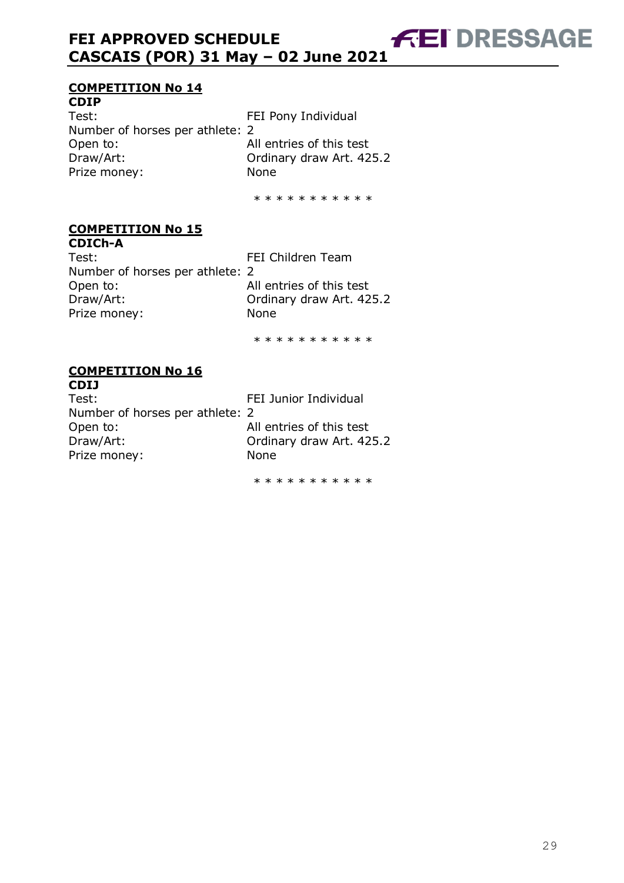## COMPETITION No 14

**CDIP**

Test: FEI Pony Individual
Number of horses per athlete: 2
Open to: All entries of this test
Draw/Art: Ordinary draw Art. 425.2
Prize money: None

\* \* \* \* \* \* \* \* \* \* \*

## COMPETITION No 15

**CDICh-A**

Test: FEI Children Team
Number of horses per athlete: 2
Open to: All entries of this test
Draw/Art: Ordinary draw Art. 425.2
Prize money: None

\* \* \* \* \* \* \* \* \* \* \*

## COMPETITION No 16

**CDIJ**

Test: FEI Junior Individual
Number of horses per athlete: 2
Open to: All entries of this test
Draw/Art: Ordinary draw Art. 425.2
Prize money: None

\* \* \* \* \* \* \* \* \* \* \*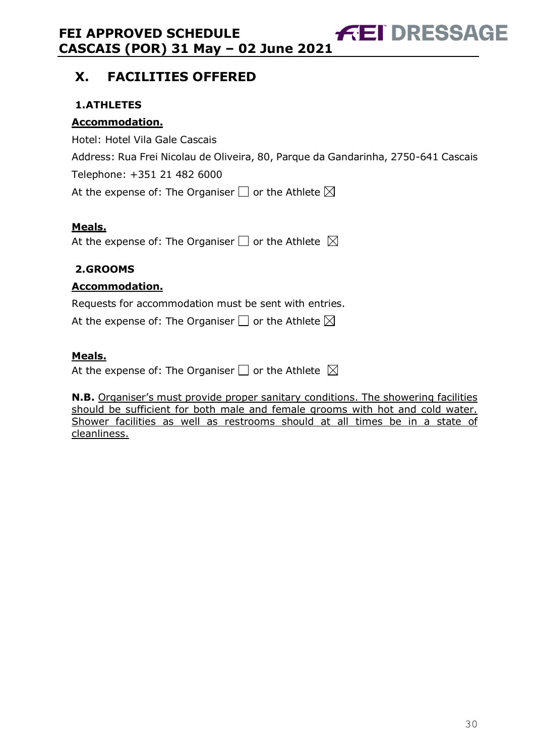# X. FACILITIES OFFERED

## 1. ATHLETES

**Accommodation.**

Hotel: Hotel Vila Gale Cascais

Address: Rua Frei Nicolau de Oliveira, 80, Parque da Gandarinha, 2750-641 Cascais

Telephone: +351 21 482 6000

At the expense of: The Organiser ☐ or the Athlete ☒

**Meals.**

At the expense of: The Organiser ☐ or the Athlete ☒

## 2. GROOMS

**Accommodation.**

Requests for accommodation must be sent with entries.

At the expense of: The Organiser ☐ or the Athlete ☒

**Meals.**

At the expense of: The Organiser ☐ or the Athlete ☒

**N.B.** Organiser's must provide proper sanitary conditions. The showering facilities should be sufficient for both male and female grooms with hot and cold water. Shower facilities as well as restrooms should at all times be in a state of cleanliness.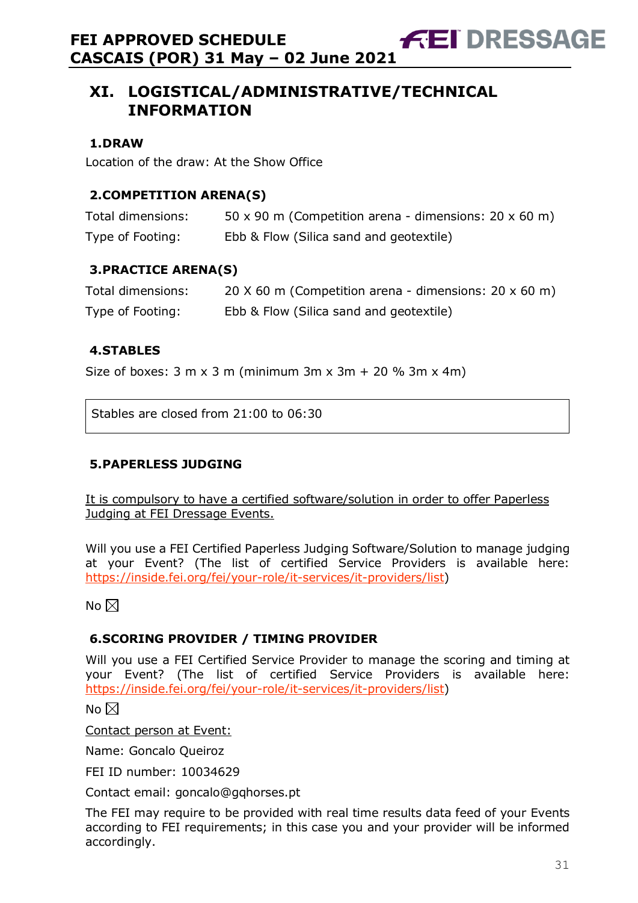# XI. LOGISTICAL/ADMINISTRATIVE/TECHNICAL INFORMATION

### 1.DRAW

Location of the draw: At the Show Office

### 2.COMPETITION ARENA(S)

| | |
|---|---|
| Total dimensions: | 50 x 90 m (Competition arena - dimensions: 20 x 60 m) |
| Type of Footing: | Ebb & Flow (Silica sand and geotextile) |

### 3.PRACTICE ARENA(S)

| | |
|---|---|
| Total dimensions: | 20 X 60 m (Competition arena - dimensions: 20 x 60 m) |
| Type of Footing: | Ebb & Flow (Silica sand and geotextile) |

### 4.STABLES

Size of boxes: 3 m x 3 m (minimum 3m x 3m + 20 % 3m x 4m)

Stables are closed from 21:00 to 06:30

### 5.PAPERLESS JUDGING

It is compulsory to have a certified software/solution in order to offer Paperless Judging at FEI Dressage Events.

Will you use a FEI Certified Paperless Judging Software/Solution to manage judging at your Event? (The list of certified Service Providers is available here: https://inside.fei.org/fei/your-role/it-services/it-providers/list)

No ☒

### 6.SCORING PROVIDER / TIMING PROVIDER

Will you use a FEI Certified Service Provider to manage the scoring and timing at your Event? (The list of certified Service Providers is available here: https://inside.fei.org/fei/your-role/it-services/it-providers/list)

No ☒

Contact person at Event:

Name: Goncalo Queiroz

FEI ID number: 10034629

Contact email: goncalo@gqhorses.pt

The FEI may require to be provided with real time results data feed of your Events according to FEI requirements; in this case you and your provider will be informed accordingly.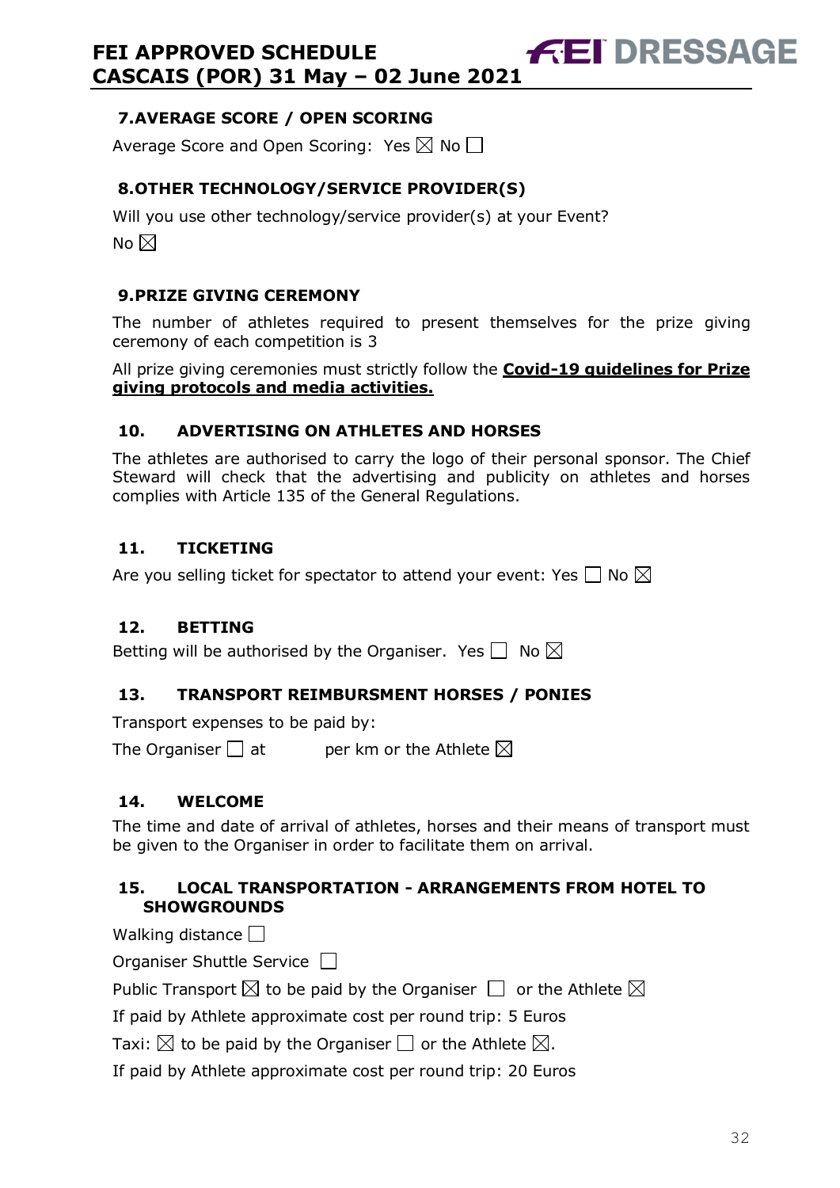## 7. AVERAGE SCORE / OPEN SCORING

Average Score and Open Scoring: Yes ☒ No ☐

## 8. OTHER TECHNOLOGY/SERVICE PROVIDER(S)

Will you use other technology/service provider(s) at your Event?

No ☒

## 9. PRIZE GIVING CEREMONY

The number of athletes required to present themselves for the prize giving ceremony of each competition is 3

All prize giving ceremonies must strictly follow the **Covid-19 guidelines for Prize giving protocols and media activities.**

## 10. ADVERTISING ON ATHLETES AND HORSES

The athletes are authorised to carry the logo of their personal sponsor. The Chief Steward will check that the advertising and publicity on athletes and horses complies with Article 135 of the General Regulations.

## 11. TICKETING

Are you selling ticket for spectator to attend your event: Yes ☐ No ☒

## 12. BETTING

Betting will be authorised by the Organiser. Yes ☐ No ☒

## 13. TRANSPORT REIMBURSMENT HORSES / PONIES

Transport expenses to be paid by:

The Organiser ☐ at per km or the Athlete ☒

## 14. WELCOME

The time and date of arrival of athletes, horses and their means of transport must be given to the Organiser in order to facilitate them on arrival.

## 15. LOCAL TRANSPORTATION - ARRANGEMENTS FROM HOTEL TO SHOWGROUNDS

Walking distance ☐

Organiser Shuttle Service ☐

Public Transport ☒ to be paid by the Organiser ☐ or the Athlete ☒

If paid by Athlete approximate cost per round trip: 5 Euros

Taxi: ☒ to be paid by the Organiser ☐ or the Athlete ☒.

If paid by Athlete approximate cost per round trip: 20 Euros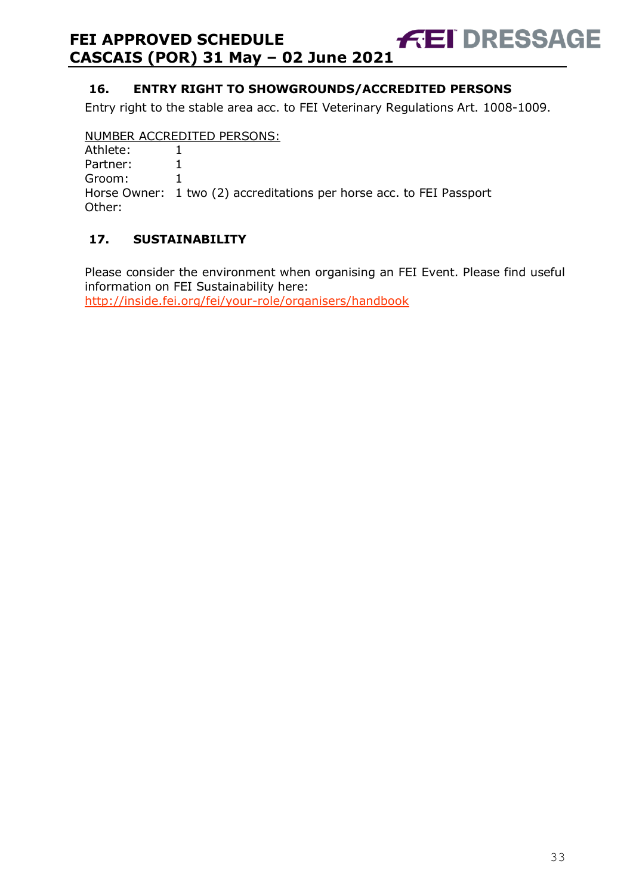## 16. ENTRY RIGHT TO SHOWGROUNDS/ACCREDITED PERSONS

Entry right to the stable area acc. to FEI Veterinary Regulations Art. 1008-1009.

NUMBER ACCREDITED PERSONS:

Athlete: 1
Partner: 1
Groom: 1
Horse Owner: 1 two (2) accreditations per horse acc. to FEI Passport
Other:

## 17. SUSTAINABILITY

Please consider the environment when organising an FEI Event. Please find useful information on FEI Sustainability here:
http://inside.fei.org/fei/your-role/organisers/handbook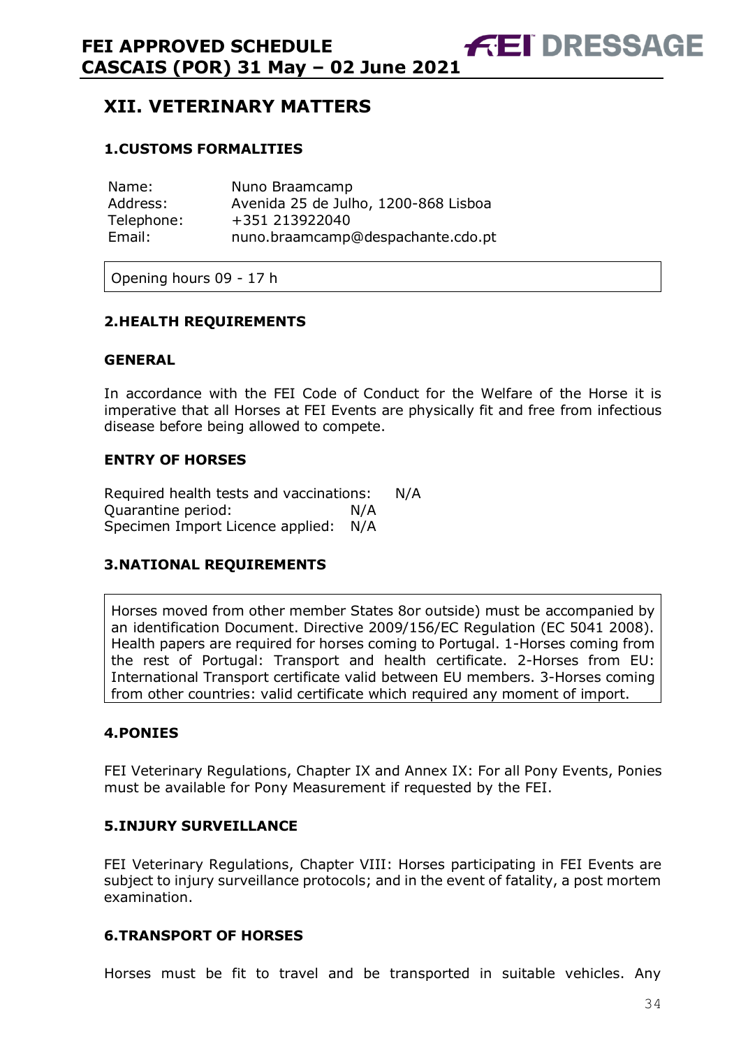## XII. VETERINARY MATTERS

### 1.CUSTOMS FORMALITIES

| | |
|---|---|
| Name: | Nuno Braamcamp |
| Address: | Avenida 25 de Julho, 1200-868 Lisboa |
| Telephone: | +351 213922040 |
| Email: | nuno.braamcamp@despachante.cdo.pt |

Opening hours 09 - 17 h

### 2.HEALTH REQUIREMENTS

#### GENERAL

In accordance with the FEI Code of Conduct for the Welfare of the Horse it is imperative that all Horses at FEI Events are physically fit and free from infectious disease before being allowed to compete.

#### ENTRY OF HORSES

Required health tests and vaccinations: N/A
Quarantine period: N/A
Specimen Import Licence applied: N/A

### 3.NATIONAL REQUIREMENTS

Horses moved from other member States 8or outside) must be accompanied by an identification Document. Directive 2009/156/EC Regulation (EC 5041 2008). Health papers are required for horses coming to Portugal. 1-Horses coming from the rest of Portugal: Transport and health certificate. 2-Horses from EU: International Transport certificate valid between EU members. 3-Horses coming from other countries: valid certificate which required any moment of import.

### 4.PONIES

FEI Veterinary Regulations, Chapter IX and Annex IX: For all Pony Events, Ponies must be available for Pony Measurement if requested by the FEI.

### 5.INJURY SURVEILLANCE

FEI Veterinary Regulations, Chapter VIII: Horses participating in FEI Events are subject to injury surveillance protocols; and in the event of fatality, a post mortem examination.

### 6.TRANSPORT OF HORSES

Horses must be fit to travel and be transported in suitable vehicles. Any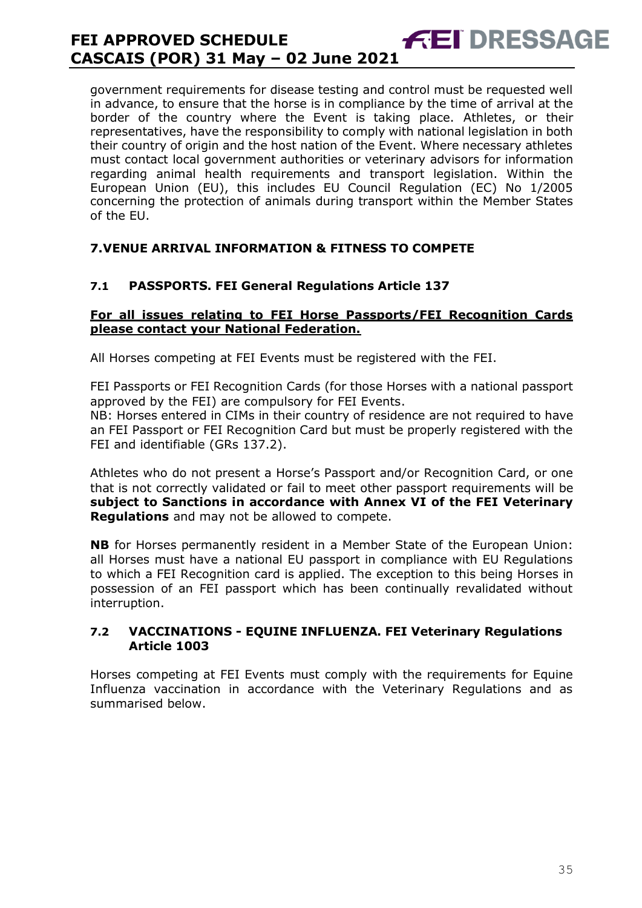government requirements for disease testing and control must be requested well in advance, to ensure that the horse is in compliance by the time of arrival at the border of the country where the Event is taking place. Athletes, or their representatives, have the responsibility to comply with national legislation in both their country of origin and the host nation of the Event. Where necessary athletes must contact local government authorities or veterinary advisors for information regarding animal health requirements and transport legislation. Within the European Union (EU), this includes EU Council Regulation (EC) No 1/2005 concerning the protection of animals during transport within the Member States of the EU.

## 7.VENUE ARRIVAL INFORMATION & FITNESS TO COMPETE

### 7.1 PASSPORTS. FEI General Regulations Article 137

**For all issues relating to FEI Horse Passports/FEI Recognition Cards please contact your National Federation.**

All Horses competing at FEI Events must be registered with the FEI.

FEI Passports or FEI Recognition Cards (for those Horses with a national passport approved by the FEI) are compulsory for FEI Events.
NB: Horses entered in CIMs in their country of residence are not required to have an FEI Passport or FEI Recognition Card but must be properly registered with the FEI and identifiable (GRs 137.2).

Athletes who do not present a Horse's Passport and/or Recognition Card, or one that is not correctly validated or fail to meet other passport requirements will be **subject to Sanctions in accordance with Annex VI of the FEI Veterinary Regulations** and may not be allowed to compete.

**NB** for Horses permanently resident in a Member State of the European Union: all Horses must have a national EU passport in compliance with EU Regulations to which a FEI Recognition card is applied. The exception to this being Horses in possession of an FEI passport which has been continually revalidated without interruption.

### 7.2 VACCINATIONS - EQUINE INFLUENZA. FEI Veterinary Regulations Article 1003

Horses competing at FEI Events must comply with the requirements for Equine Influenza vaccination in accordance with the Veterinary Regulations and as summarised below.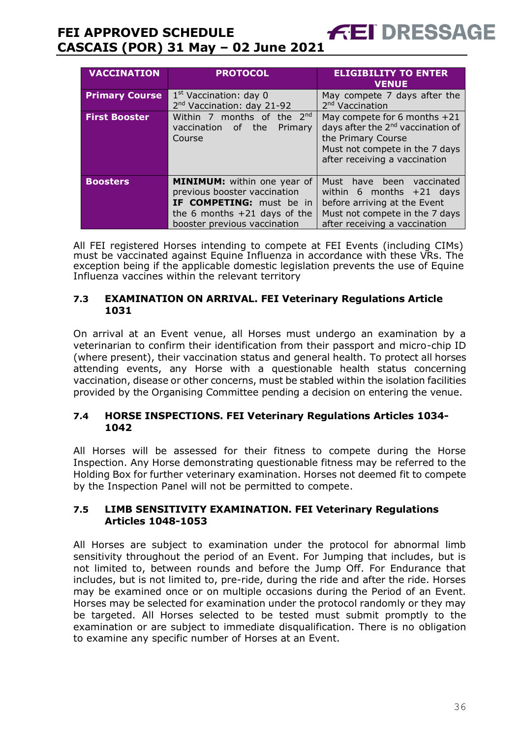| VACCINATION | PROTOCOL | ELIGIBILITY TO ENTER VENUE |
| --- | --- | --- |
| **Primary Course** | 1st Vaccination: day 0<br>2nd Vaccination: day 21-92 | May compete 7 days after the 2nd Vaccination |
| **First Booster** | Within 7 months of the 2nd vaccination of the Primary Course | May compete for 6 months +21 days after the 2nd vaccination of the Primary Course<br>Must not compete in the 7 days after receiving a vaccination |
| **Boosters** | **MINIMUM:** within one year of previous booster vaccination<br>**IF COMPETING:** must be in the 6 months +21 days of the booster previous vaccination | Must have been vaccinated within 6 months +21 days before arriving at the Event<br>Must not compete in the 7 days after receiving a vaccination |

All FEI registered Horses intending to compete at FEI Events (including CIMs) must be vaccinated against Equine Influenza in accordance with these VRs. The exception being if the applicable domestic legislation prevents the use of Equine Influenza vaccines within the relevant territory

### 7.3 EXAMINATION ON ARRIVAL. FEI Veterinary Regulations Article 1031

On arrival at an Event venue, all Horses must undergo an examination by a veterinarian to confirm their identification from their passport and micro-chip ID (where present), their vaccination status and general health. To protect all horses attending events, any Horse with a questionable health status concerning vaccination, disease or other concerns, must be stabled within the isolation facilities provided by the Organising Committee pending a decision on entering the venue.

### 7.4 HORSE INSPECTIONS. FEI Veterinary Regulations Articles 1034-1042

All Horses will be assessed for their fitness to compete during the Horse Inspection. Any Horse demonstrating questionable fitness may be referred to the Holding Box for further veterinary examination. Horses not deemed fit to compete by the Inspection Panel will not be permitted to compete.

### 7.5 LIMB SENSITIVITY EXAMINATION. FEI Veterinary Regulations Articles 1048-1053

All Horses are subject to examination under the protocol for abnormal limb sensitivity throughout the period of an Event. For Jumping that includes, but is not limited to, between rounds and before the Jump Off. For Endurance that includes, but is not limited to, pre-ride, during the ride and after the ride. Horses may be examined once or on multiple occasions during the Period of an Event. Horses may be selected for examination under the protocol randomly or they may be targeted. All Horses selected to be tested must submit promptly to the examination or are subject to immediate disqualification. There is no obligation to examine any specific number of Horses at an Event.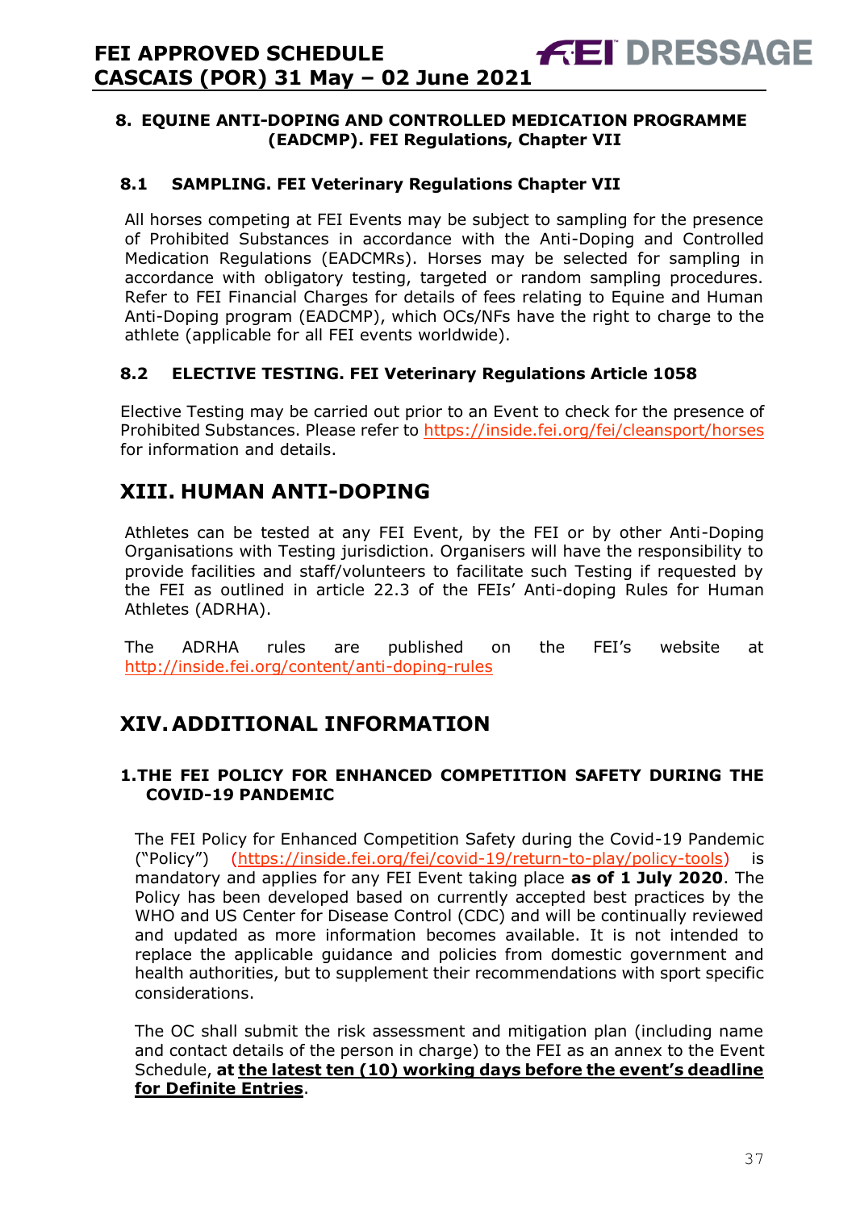### 8. EQUINE ANTI-DOPING AND CONTROLLED MEDICATION PROGRAMME (EADCMP). FEI Regulations, Chapter VII

#### 8.1 SAMPLING. FEI Veterinary Regulations Chapter VII

All horses competing at FEI Events may be subject to sampling for the presence of Prohibited Substances in accordance with the Anti-Doping and Controlled Medication Regulations (EADCMRs). Horses may be selected for sampling in accordance with obligatory testing, targeted or random sampling procedures. Refer to FEI Financial Charges for details of fees relating to Equine and Human Anti-Doping program (EADCMP), which OCs/NFs have the right to charge to the athlete (applicable for all FEI events worldwide).

#### 8.2 ELECTIVE TESTING. FEI Veterinary Regulations Article 1058

Elective Testing may be carried out prior to an Event to check for the presence of Prohibited Substances. Please refer to https://inside.fei.org/fei/cleansport/horses for information and details.

## XIII. HUMAN ANTI-DOPING

Athletes can be tested at any FEI Event, by the FEI or by other Anti-Doping Organisations with Testing jurisdiction. Organisers will have the responsibility to provide facilities and staff/volunteers to facilitate such Testing if requested by the FEI as outlined in article 22.3 of the FEIs' Anti-doping Rules for Human Athletes (ADRHA).

The ADRHA rules are published on the FEI's website at http://inside.fei.org/content/anti-doping-rules

## XIV. ADDITIONAL INFORMATION

### 1. THE FEI POLICY FOR ENHANCED COMPETITION SAFETY DURING THE COVID-19 PANDEMIC

The FEI Policy for Enhanced Competition Safety during the Covid-19 Pandemic ("Policy") (https://inside.fei.org/fei/covid-19/return-to-play/policy-tools) is mandatory and applies for any FEI Event taking place **as of 1 July 2020**. The Policy has been developed based on currently accepted best practices by the WHO and US Center for Disease Control (CDC) and will be continually reviewed and updated as more information becomes available. It is not intended to replace the applicable guidance and policies from domestic government and health authorities, but to supplement their recommendations with sport specific considerations.

The OC shall submit the risk assessment and mitigation plan (including name and contact details of the person in charge) to the FEI as an annex to the Event Schedule, **at the latest ten (10) working days before the event's deadline for Definite Entries**.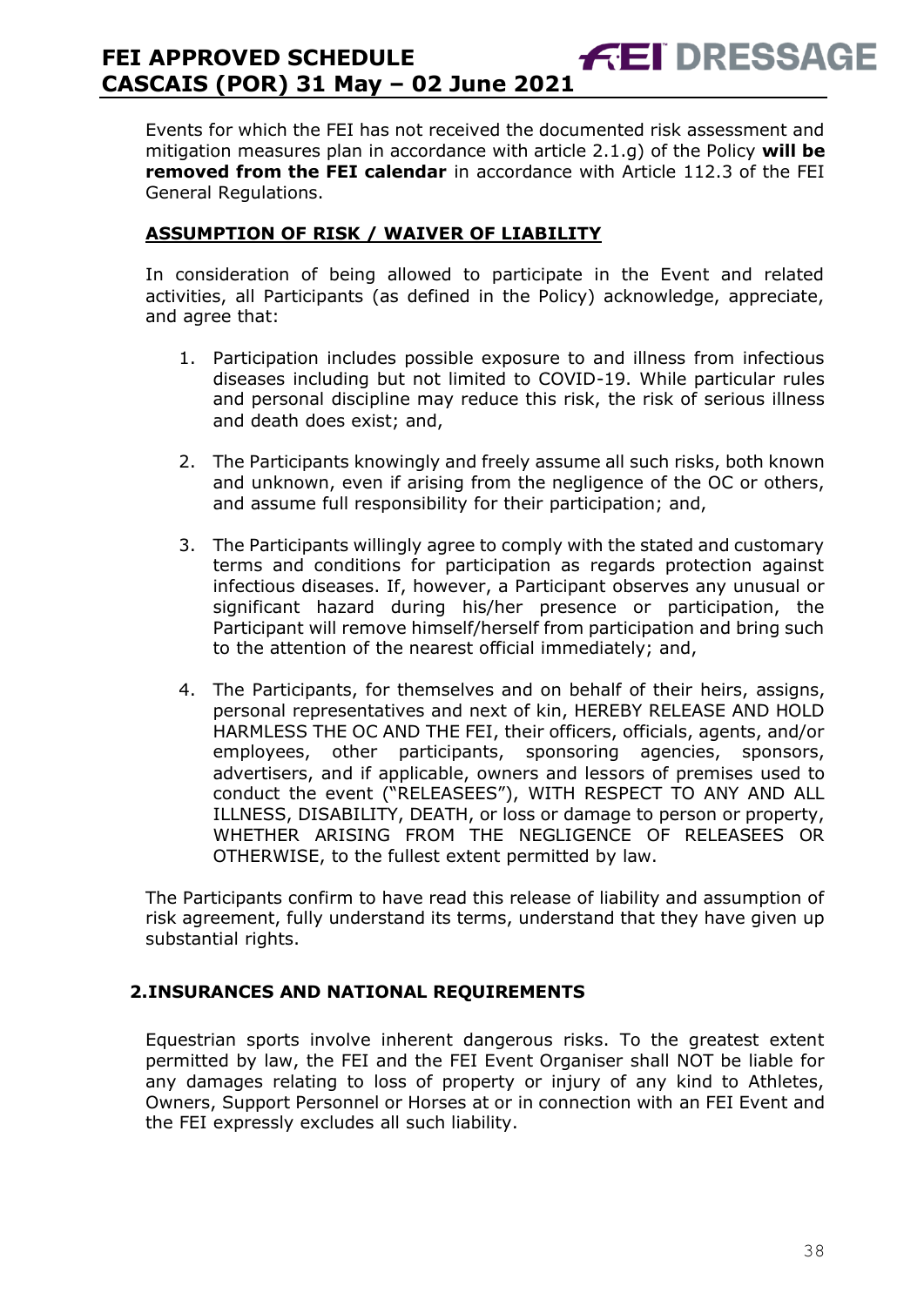Events for which the FEI has not received the documented risk assessment and mitigation measures plan in accordance with article 2.1.g) of the Policy **will be removed from the FEI calendar** in accordance with Article 112.3 of the FEI General Regulations.

### ASSUMPTION OF RISK / WAIVER OF LIABILITY

In consideration of being allowed to participate in the Event and related activities, all Participants (as defined in the Policy) acknowledge, appreciate, and agree that:

1. Participation includes possible exposure to and illness from infectious diseases including but not limited to COVID-19. While particular rules and personal discipline may reduce this risk, the risk of serious illness and death does exist; and,

2. The Participants knowingly and freely assume all such risks, both known and unknown, even if arising from the negligence of the OC or others, and assume full responsibility for their participation; and,

3. The Participants willingly agree to comply with the stated and customary terms and conditions for participation as regards protection against infectious diseases. If, however, a Participant observes any unusual or significant hazard during his/her presence or participation, the Participant will remove himself/herself from participation and bring such to the attention of the nearest official immediately; and,

4. The Participants, for themselves and on behalf of their heirs, assigns, personal representatives and next of kin, HEREBY RELEASE AND HOLD HARMLESS THE OC AND THE FEI, their officers, officials, agents, and/or employees, other participants, sponsoring agencies, sponsors, advertisers, and if applicable, owners and lessors of premises used to conduct the event ("RELEASEES"), WITH RESPECT TO ANY AND ALL ILLNESS, DISABILITY, DEATH, or loss or damage to person or property, WHETHER ARISING FROM THE NEGLIGENCE OF RELEASEES OR OTHERWISE, to the fullest extent permitted by law.

The Participants confirm to have read this release of liability and assumption of risk agreement, fully understand its terms, understand that they have given up substantial rights.

## 2. INSURANCES AND NATIONAL REQUIREMENTS

Equestrian sports involve inherent dangerous risks. To the greatest extent permitted by law, the FEI and the FEI Event Organiser shall NOT be liable for any damages relating to loss of property or injury of any kind to Athletes, Owners, Support Personnel or Horses at or in connection with an FEI Event and the FEI expressly excludes all such liability.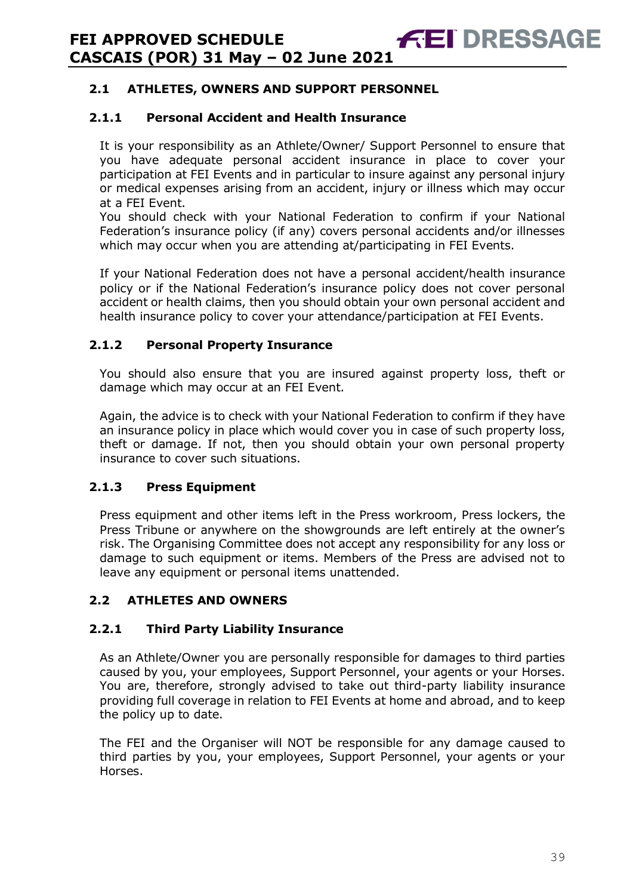### 2.1 ATHLETES, OWNERS AND SUPPORT PERSONNEL

#### 2.1.1 Personal Accident and Health Insurance

It is your responsibility as an Athlete/Owner/ Support Personnel to ensure that you have adequate personal accident insurance in place to cover your participation at FEI Events and in particular to insure against any personal injury or medical expenses arising from an accident, injury or illness which may occur at a FEI Event.
You should check with your National Federation to confirm if your National Federation's insurance policy (if any) covers personal accidents and/or illnesses which may occur when you are attending at/participating in FEI Events.

If your National Federation does not have a personal accident/health insurance policy or if the National Federation's insurance policy does not cover personal accident or health claims, then you should obtain your own personal accident and health insurance policy to cover your attendance/participation at FEI Events.

#### 2.1.2 Personal Property Insurance

You should also ensure that you are insured against property loss, theft or damage which may occur at an FEI Event.

Again, the advice is to check with your National Federation to confirm if they have an insurance policy in place which would cover you in case of such property loss, theft or damage. If not, then you should obtain your own personal property insurance to cover such situations.

#### 2.1.3 Press Equipment

Press equipment and other items left in the Press workroom, Press lockers, the Press Tribune or anywhere on the showgrounds are left entirely at the owner's risk. The Organising Committee does not accept any responsibility for any loss or damage to such equipment or items. Members of the Press are advised not to leave any equipment or personal items unattended.

### 2.2 ATHLETES AND OWNERS

#### 2.2.1 Third Party Liability Insurance

As an Athlete/Owner you are personally responsible for damages to third parties caused by you, your employees, Support Personnel, your agents or your Horses. You are, therefore, strongly advised to take out third-party liability insurance providing full coverage in relation to FEI Events at home and abroad, and to keep the policy up to date.

The FEI and the Organiser will NOT be responsible for any damage caused to third parties by you, your employees, Support Personnel, your agents or your Horses.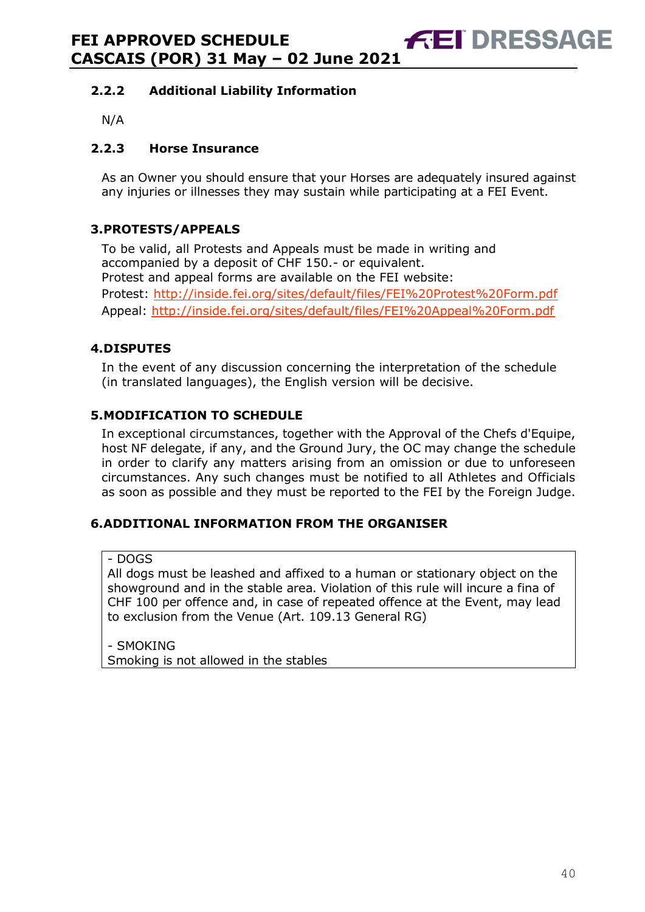### 2.2.2 Additional Liability Information

N/A

### 2.2.3 Horse Insurance

As an Owner you should ensure that your Horses are adequately insured against any injuries or illnesses they may sustain while participating at a FEI Event.

## 3. PROTESTS/APPEALS

To be valid, all Protests and Appeals must be made in writing and accompanied by a deposit of CHF 150.- or equivalent.
Protest and appeal forms are available on the FEI website:
Protest: http://inside.fei.org/sites/default/files/FEI%20Protest%20Form.pdf
Appeal: http://inside.fei.org/sites/default/files/FEI%20Appeal%20Form.pdf

## 4. DISPUTES

In the event of any discussion concerning the interpretation of the schedule (in translated languages), the English version will be decisive.

## 5. MODIFICATION TO SCHEDULE

In exceptional circumstances, together with the Approval of the Chefs d'Equipe, host NF delegate, if any, and the Ground Jury, the OC may change the schedule in order to clarify any matters arising from an omission or due to unforeseen circumstances. Any such changes must be notified to all Athletes and Officials as soon as possible and they must be reported to the FEI by the Foreign Judge.

## 6. ADDITIONAL INFORMATION FROM THE ORGANISER

- DOGS
All dogs must be leashed and affixed to a human or stationary object on the showground and in the stable area. Violation of this rule will incure a fina of CHF 100 per offence and, in case of repeated offence at the Event, may lead to exclusion from the Venue (Art. 109.13 General RG)

- SMOKING
Smoking is not allowed in the stables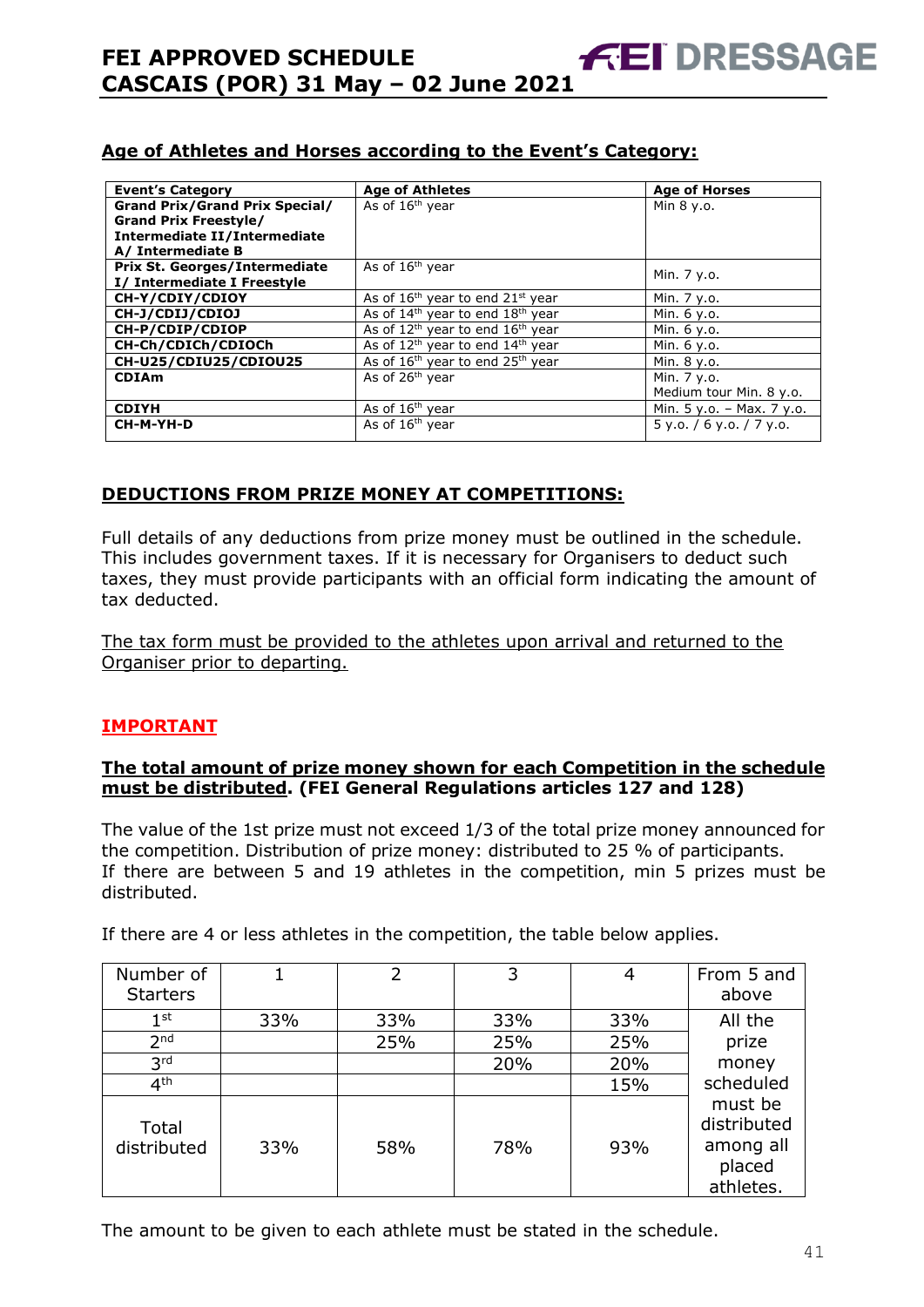## Age of Athletes and Horses according to the Event's Category:

| Event's Category | Age of Athletes | Age of Horses |
|---|---|---|
| **Grand Prix/Grand Prix Special/ Grand Prix Freestyle/ Intermediate II/Intermediate A/ Intermediate B** | As of 16th year | Min 8 y.o. |
| **Prix St. Georges/Intermediate I/ Intermediate I Freestyle** | As of 16th year | Min. 7 y.o. |
| **CH-Y/CDIY/CDIOY** | As of 16th year to end 21st year | Min. 7 y.o. |
| **CH-J/CDIJ/CDIOJ** | As of 14th year to end 18th year | Min. 6 y.o. |
| **CH-P/CDIP/CDIOP** | As of 12th year to end 16th year | Min. 6 y.o. |
| **CH-Ch/CDICh/CDIOCh** | As of 12th year to end 14th year | Min. 6 y.o. |
| **CH-U25/CDIU25/CDIOU25** | As of 16th year to end 25th year | Min. 8 y.o. |
| **CDIAm** | As of 26th year | Min. 7 y.o. Medium tour Min. 8 y.o. |
| **CDIYH** | As of 16th year | Min. 5 y.o. – Max. 7 y.o. |
| **CH-M-YH-D** | As of 16th year | 5 y.o. / 6 y.o. / 7 y.o. |

## DEDUCTIONS FROM PRIZE MONEY AT COMPETITIONS:

Full details of any deductions from prize money must be outlined in the schedule. This includes government taxes. If it is necessary for Organisers to deduct such taxes, they must provide participants with an official form indicating the amount of tax deducted.

The tax form must be provided to the athletes upon arrival and returned to the Organiser prior to departing.

## IMPORTANT

**The total amount of prize money shown for each Competition in the schedule must be distributed. (FEI General Regulations articles 127 and 128)**

The value of the 1st prize must not exceed 1/3 of the total prize money announced for the competition. Distribution of prize money: distributed to 25 % of participants. If there are between 5 and 19 athletes in the competition, min 5 prizes must be distributed.

If there are 4 or less athletes in the competition, the table below applies.

| Number of Starters | 1 | 2 | 3 | 4 | From 5 and above |
|---|---|---|---|---|---|
| 1st | 33% | 33% | 33% | 33% | All the prize money scheduled must be distributed among all placed athletes. |
| 2nd | | 25% | 25% | 25% | |
| 3rd | | | 20% | 20% | |
| 4th | | | | 15% | |
| Total distributed | 33% | 58% | 78% | 93% | |

The amount to be given to each athlete must be stated in the schedule.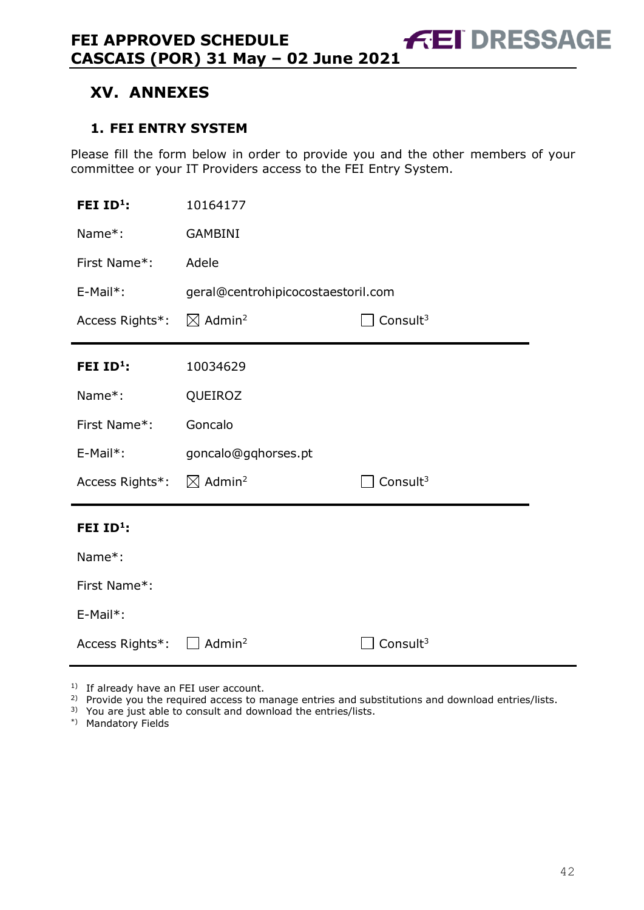## XV. ANNEXES

### 1. FEI ENTRY SYSTEM

Please fill the form below in order to provide you and the other members of your committee or your IT Providers access to the FEI Entry System.

| | | |
|---|---|---|
| **FEI ID[1]:** | 10164177 | |
| Name*: | GAMBINI | |
| First Name*: | Adele | |
| E-Mail*: | geral@centrohipicocostaestoril.com | |
| Access Rights*: | ☒ Admin[2] | ☐ Consult[3] |

| | | |
|---|---|---|
| **FEI ID[1]:** | 10034629 | |
| Name*: | QUEIROZ | |
| First Name*: | Goncalo | |
| E-Mail*: | goncalo@gqhorses.pt | |
| Access Rights*: | ☒ Admin[2] | ☐ Consult[3] |

| | | |
|---|---|---|
| **FEI ID[1]:** | | |
| Name*: | | |
| First Name*: | | |
| E-Mail*: | | |
| Access Rights*: | ☐ Admin[2] | ☐ Consult[3] |

[1] If already have an FEI user account.
[2] Provide you the required access to manage entries and substitutions and download entries/lists.
[3] You are just able to consult and download the entries/lists.
*) Mandatory Fields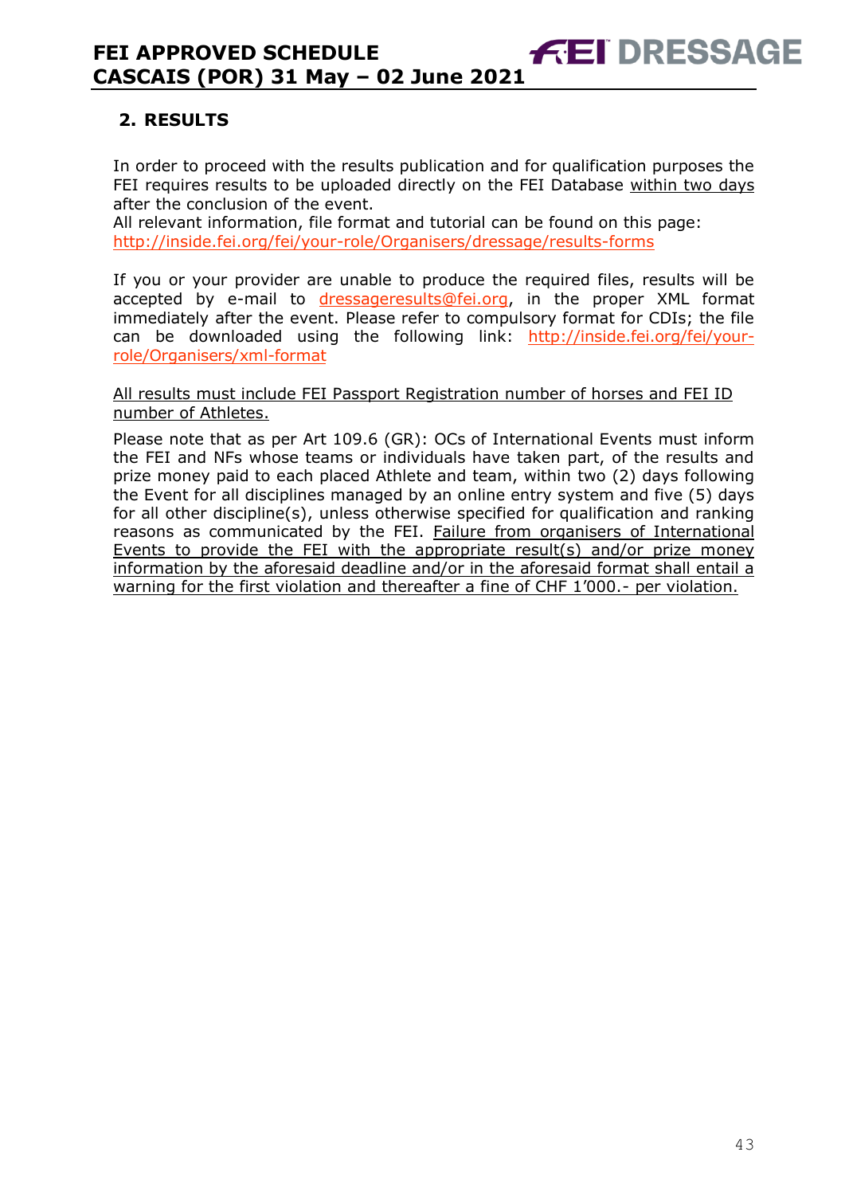## 2. RESULTS

In order to proceed with the results publication and for qualification purposes the FEI requires results to be uploaded directly on the FEI Database within two days after the conclusion of the event.
All relevant information, file format and tutorial can be found on this page:
http://inside.fei.org/fei/your-role/Organisers/dressage/results-forms

If you or your provider are unable to produce the required files, results will be accepted by e-mail to dressageresults@fei.org, in the proper XML format immediately after the event. Please refer to compulsory format for CDIs; the file can be downloaded using the following link: http://inside.fei.org/fei/your-role/Organisers/xml-format

All results must include FEI Passport Registration number of horses and FEI ID number of Athletes.

Please note that as per Art 109.6 (GR): OCs of International Events must inform the FEI and NFs whose teams or individuals have taken part, of the results and prize money paid to each placed Athlete and team, within two (2) days following the Event for all disciplines managed by an online entry system and five (5) days for all other discipline(s), unless otherwise specified for qualification and ranking reasons as communicated by the FEI. Failure from organisers of International Events to provide the FEI with the appropriate result(s) and/or prize money information by the aforesaid deadline and/or in the aforesaid format shall entail a warning for the first violation and thereafter a fine of CHF 1'000.- per violation.